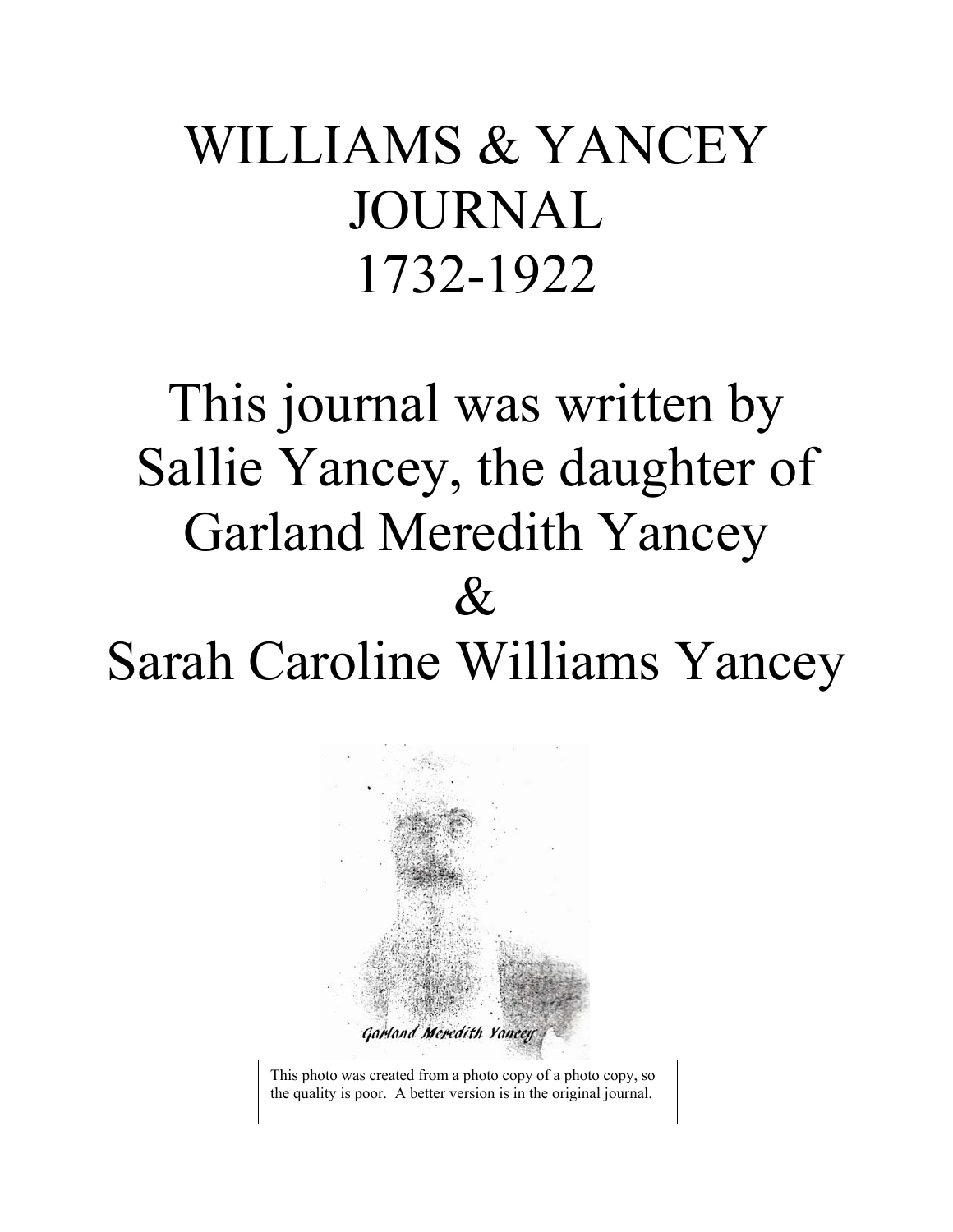# WILLIAMS & YANCEY JOURNAL 1732-1922

## This journal was written by Sallie Yancey, the daughter of Garland Meredith Yancey & Sarah Caroline Williams Yancey

Garland Meredith Yancey

This photo was created from a photo copy of a photo copy, so the quality is poor. A better version is in the original journal.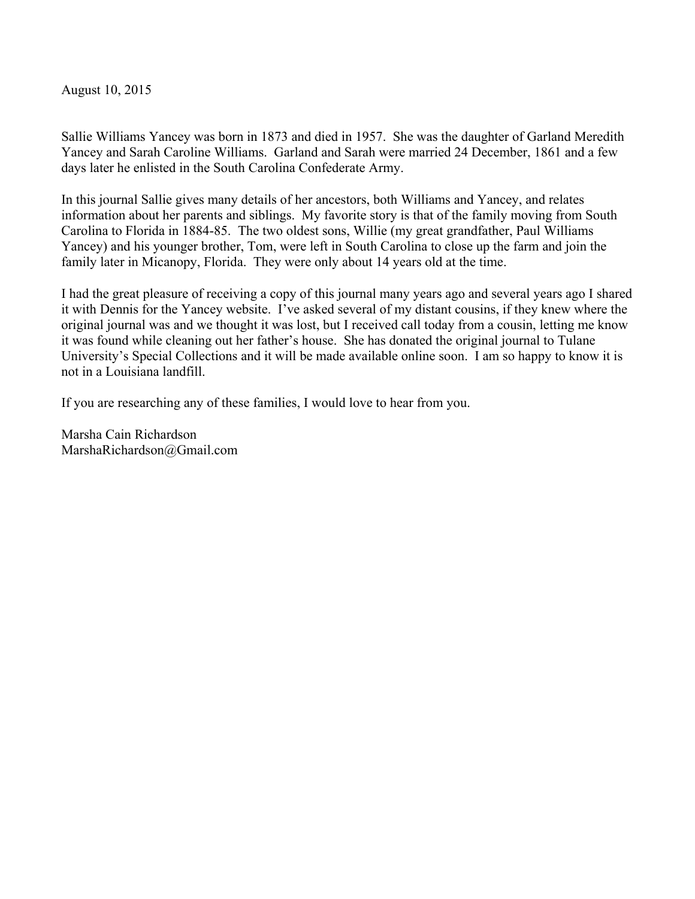August 10, 2015

Sallie Williams Yancey was born in 1873 and died in 1957. She was the daughter of Garland Meredith Yancey and Sarah Caroline Williams. Garland and Sarah were married 24 December, 1861 and a few days later he enlisted in the South Carolina Confederate Army.

In this journal Sallie gives many details of her ancestors, both Williams and Yancey, and relates information about her parents and siblings. My favorite story is that of the family moving from South Carolina to Florida in 1884-85. The two oldest sons, Willie (my great grandfather, Paul Williams Yancey) and his younger brother, Tom, were left in South Carolina to close up the farm and join the family later in Micanopy, Florida. They were only about 14 years old at the time.

I had the great pleasure of receiving a copy of this journal many years ago and several years ago I shared it with Dennis for the Yancey website. I've asked several of my distant cousins, if they knew where the original journal was and we thought it was lost, but I received call today from a cousin, letting me know it was found while cleaning out her father's house. She has donated the original journal to Tulane University's Special Collections and it will be made available online soon. I am so happy to know it is not in a Louisiana landfill.

If you are researching any of these families, I would love to hear from you.

Marsha Cain Richardson
MarshaRichardson@Gmail.com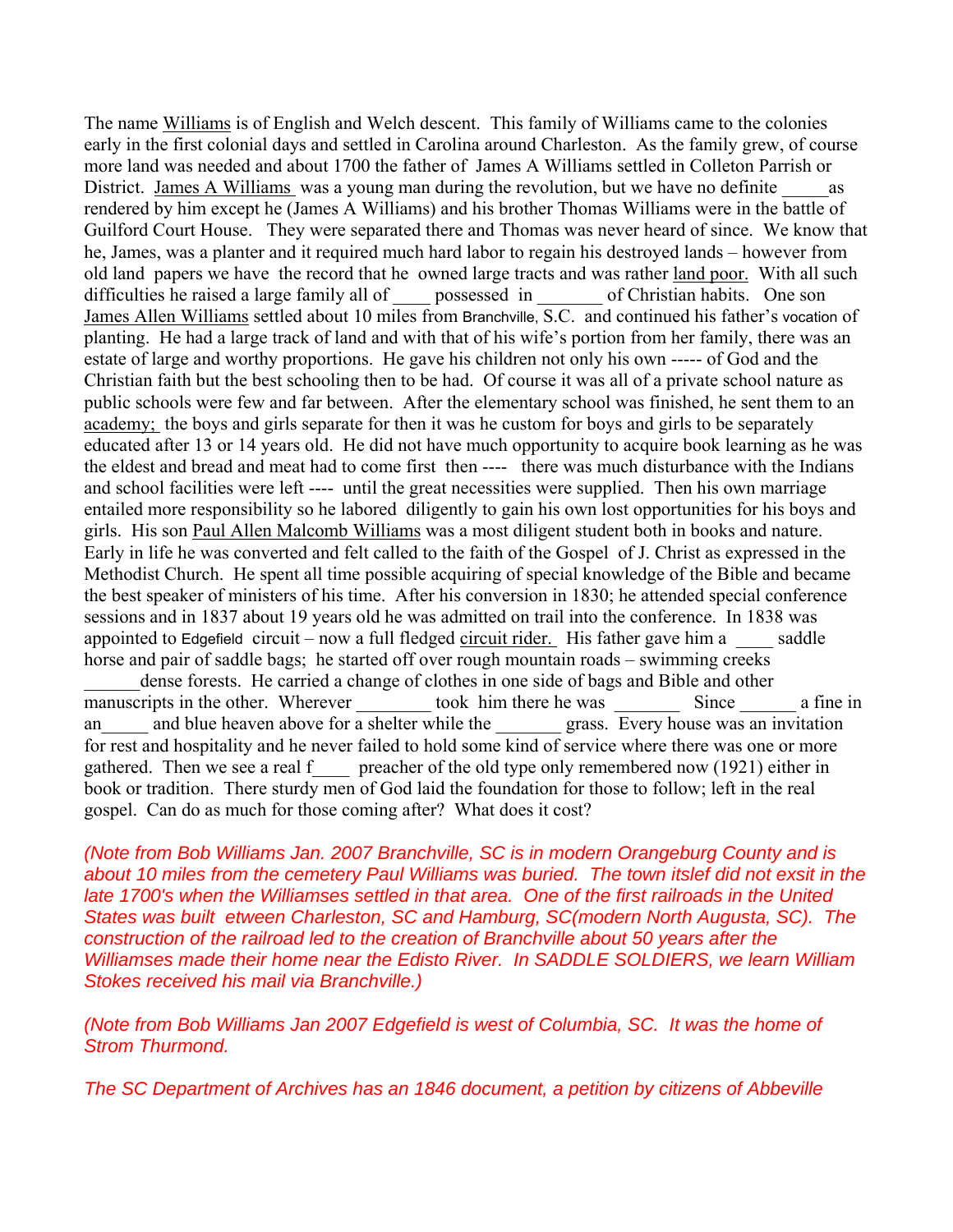The name Williams is of English and Welch descent. This family of Williams came to the colonies early in the first colonial days and settled in Carolina around Charleston. As the family grew, of course more land was needed and about 1700 the father of James A Williams settled in Colleton Parrish or District. James A Williams was a young man during the revolution, but we have no definite _____as rendered by him except he (James A Williams) and his brother Thomas Williams were in the battle of Guilford Court House. They were separated there and Thomas was never heard of since. We know that he, James, was a planter and it required much hard labor to regain his destroyed lands – however from old land papers we have the record that he owned large tracts and was rather land poor. With all such difficulties he raised a large family all of ____ possessed in _______ of Christian habits. One son James Allen Williams settled about 10 miles from Branchville, S.C. and continued his father's vocation of planting. He had a large track of land and with that of his wife's portion from her family, there was an estate of large and worthy proportions. He gave his children not only his own ----- of God and the Christian faith but the best schooling then to be had. Of course it was all of a private school nature as public schools were few and far between. After the elementary school was finished, he sent them to an academy; the boys and girls separate for then it was he custom for boys and girls to be separately educated after 13 or 14 years old. He did not have much opportunity to acquire book learning as he was the eldest and bread and meat had to come first then ---- there was much disturbance with the Indians and school facilities were left ---- until the great necessities were supplied. Then his own marriage entailed more responsibility so he labored diligently to gain his own lost opportunities for his boys and girls. His son Paul Allen Malcomb Williams was a most diligent student both in books and nature. Early in life he was converted and felt called to the faith of the Gospel of J. Christ as expressed in the Methodist Church. He spent all time possible acquiring of special knowledge of the Bible and became the best speaker of ministers of his time. After his conversion in 1830; he attended special conference sessions and in 1837 about 19 years old he was admitted on trail into the conference. In 1838 was appointed to Edgefield circuit – now a full fledged circuit rider. His father gave him a ____ saddle horse and pair of saddle bags; he started off over rough mountain roads – swimming creeks ______dense forests. He carried a change of clothes in one side of bags and Bible and other manuscripts in the other. Wherever ________ took him there he was _______ Since ______ a fine in an_____ and blue heaven above for a shelter while the _______ grass. Every house was an invitation for rest and hospitality and he never failed to hold some kind of service where there was one or more gathered. Then we see a real f____ preacher of the old type only remembered now (1921) either in book or tradition. There sturdy men of God laid the foundation for those to follow; left in the real gospel. Can do as much for those coming after? What does it cost?

*(Note from Bob Williams Jan. 2007 Branchville, SC is in modern Orangeburg County and is about 10 miles from the cemetery Paul Williams was buried. The town itslef did not exsit in the late 1700's when the Williamses settled in that area. One of the first railroads in the United States was built etween Charleston, SC and Hamburg, SC(modern North Augusta, SC). The construction of the railroad led to the creation of Branchville about 50 years after the Williamses made their home near the Edisto River. In SADDLE SOLDIERS, we learn William Stokes received his mail via Branchville.)*

*(Note from Bob Williams Jan 2007 Edgefield is west of Columbia, SC. It was the home of Strom Thurmond.*

*The SC Department of Archives has an 1846 document, a petition by citizens of Abbeville*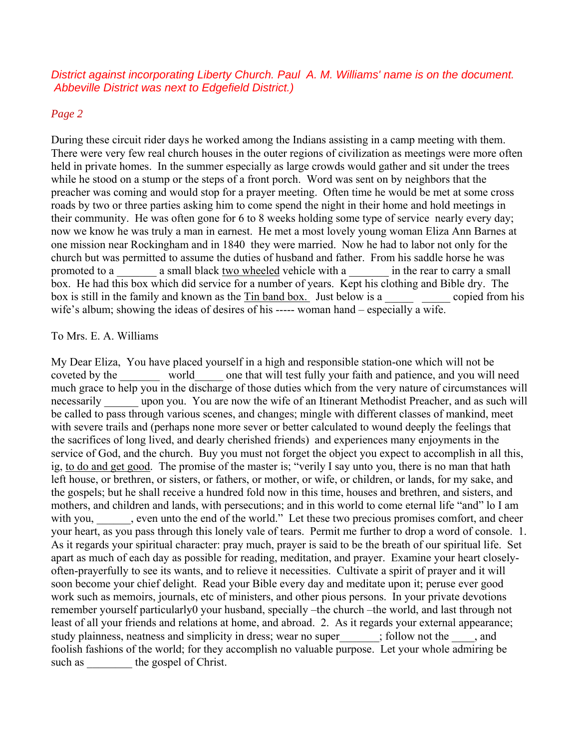*District against incorporating Liberty Church. Paul A. M. Williams' name is on the document. Abbeville District was next to Edgefield District.)*

*Page 2*

During these circuit rider days he worked among the Indians assisting in a camp meeting with them. There were very few real church houses in the outer regions of civilization as meetings were more often held in private homes. In the summer especially as large crowds would gather and sit under the trees while he stood on a stump or the steps of a front porch. Word was sent on by neighbors that the preacher was coming and would stop for a prayer meeting. Often time he would be met at some cross roads by two or three parties asking him to come spend the night in their home and hold meetings in their community. He was often gone for 6 to 8 weeks holding some type of service nearly every day; now we know he was truly a man in earnest. He met a most lovely young woman Eliza Ann Barnes at one mission near Rockingham and in 1840 they were married. Now he had to labor not only for the church but was permitted to assume the duties of husband and father. From his saddle horse he was promoted to a _______ a small black <u>two wheeled</u> vehicle with a _______ in the rear to carry a small box. He had this box which did service for a number of years. Kept his clothing and Bible dry. The box is still in the family and known as the <u>Tin band box.</u> Just below is a _____ _____ copied from his wife's album; showing the ideas of desires of his ----- woman hand – especially a wife.

To Mrs. E. A. Williams

My Dear Eliza, You have placed yourself in a high and responsible station-one which will not be coveted by the _______ world_____ one that will test fully your faith and patience, and you will need much grace to help you in the discharge of those duties which from the very nature of circumstances will necessarily ______ upon you. You are now the wife of an Itinerant Methodist Preacher, and as such will be called to pass through various scenes, and changes; mingle with different classes of mankind, meet with severe trails and (perhaps none more sever or better calculated to wound deeply the feelings that the sacrifices of long lived, and dearly cherished friends) and experiences many enjoyments in the service of God, and the church. Buy you must not forget the object you expect to accomplish in all this, ig, <u>to do and get good</u>. The promise of the master is; "verily I say unto you, there is no man that hath left house, or brethren, or sisters, or fathers, or mother, or wife, or children, or lands, for my sake, and the gospels; but he shall receive a hundred fold now in this time, houses and brethren, and sisters, and mothers, and children and lands, with persecutions; and in this world to come eternal life "and" lo I am with you, ______, even unto the end of the world." Let these two precious promises comfort, and cheer your heart, as you pass through this lonely vale of tears. Permit me further to drop a word of console. 1. As it regards your spiritual character: pray much, prayer is said to be the breath of our spiritual life. Set apart as much of each day as possible for reading, meditation, and prayer. Examine your heart closely-often-prayerfully to see its wants, and to relieve it necessities. Cultivate a spirit of prayer and it will soon become your chief delight. Read your Bible every day and meditate upon it; peruse ever good work such as memoirs, journals, etc of ministers, and other pious persons. In your private devotions remember yourself particularly0 your husband, specially –the church –the world, and last through not least of all your friends and relations at home, and abroad. 2. As it regards your external appearance; study plainness, neatness and simplicity in dress; wear no super_______; follow not the ____, and foolish fashions of the world; for they accomplish no valuable purpose. Let your whole admiring be such as ________ the gospel of Christ.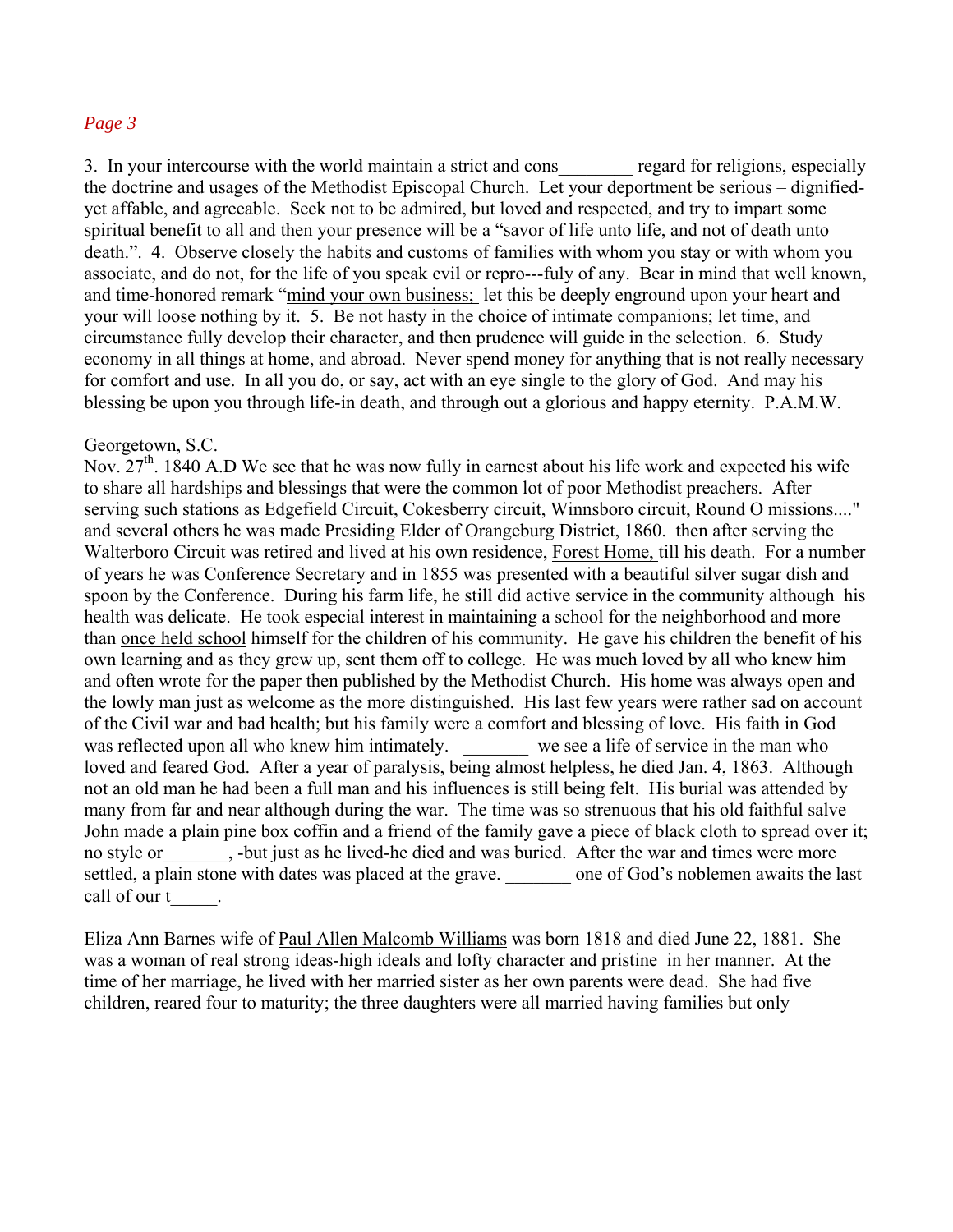*Page 3*

3. In your intercourse with the world maintain a strict and cons________ regard for religions, especially the doctrine and usages of the Methodist Episcopal Church. Let your deportment be serious – dignified-yet affable, and agreeable. Seek not to be admired, but loved and respected, and try to impart some spiritual benefit to all and then your presence will be a "savor of life unto life, and not of death unto death.". 4. Observe closely the habits and customs of families with whom you stay or with whom you associate, and do not, for the life of you speak evil or repro---fuly of any. Bear in mind that well known, and time-honored remark "<u>mind your own business;</u> let this be deeply enground upon your heart and your will loose nothing by it. 5. Be not hasty in the choice of intimate companions; let time, and circumstance fully develop their character, and then prudence will guide in the selection. 6. Study economy in all things at home, and abroad. Never spend money for anything that is not really necessary for comfort and use. In all you do, or say, act with an eye single to the glory of God. And may his blessing be upon you through life-in death, and through out a glorious and happy eternity. P.A.M.W.

Georgetown, S.C.
Nov. 27th. 1840 A.D We see that he was now fully in earnest about his life work and expected his wife to share all hardships and blessings that were the common lot of poor Methodist preachers. After serving such stations as Edgefield Circuit, Cokesberry circuit, Winnsboro circuit, Round O missions...." and several others he was made Presiding Elder of Orangeburg District, 1860. then after serving the Walterboro Circuit was retired and lived at his own residence, <u>Forest Home,</u> till his death. For a number of years he was Conference Secretary and in 1855 was presented with a beautiful silver sugar dish and spoon by the Conference. During his farm life, he still did active service in the community although his health was delicate. He took especial interest in maintaining a school for the neighborhood and more than <u>once held school</u> himself for the children of his community. He gave his children the benefit of his own learning and as they grew up, sent them off to college. He was much loved by all who knew him and often wrote for the paper then published by the Methodist Church. His home was always open and the lowly man just as welcome as the more distinguished. His last few years were rather sad on account of the Civil war and bad health; but his family were a comfort and blessing of love. His faith in God was reflected upon all who knew him intimately. _______ we see a life of service in the man who loved and feared God. After a year of paralysis, being almost helpless, he died Jan. 4, 1863. Although not an old man he had been a full man and his influences is still being felt. His burial was attended by many from far and near although during the war. The time was so strenuous that his old faithful salve John made a plain pine box coffin and a friend of the family gave a piece of black cloth to spread over it; no style or_______, -but just as he lived-he died and was buried. After the war and times were more settled, a plain stone with dates was placed at the grave. _______ one of God's noblemen awaits the last call of our t_____.

Eliza Ann Barnes wife of <u>Paul Allen Malcomb Williams</u> was born 1818 and died June 22, 1881. She was a woman of real strong ideas-high ideals and lofty character and pristine in her manner. At the time of her marriage, he lived with her married sister as her own parents were dead. She had five children, reared four to maturity; the three daughters were all married having families but only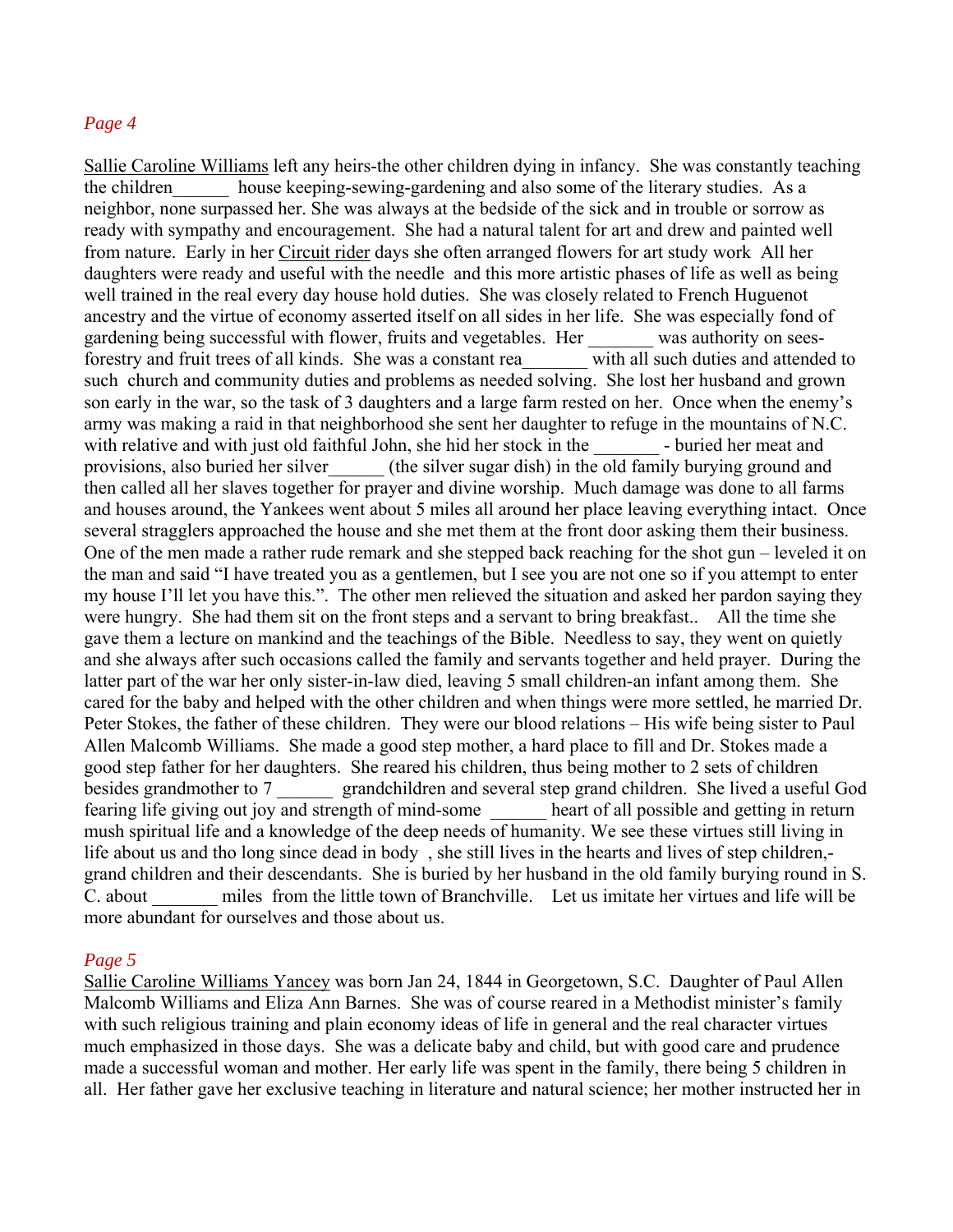*Page 4*

Sallie Caroline Williams left any heirs-the other children dying in infancy. She was constantly teaching the children______ house keeping-sewing-gardening and also some of the literary studies. As a neighbor, none surpassed her. She was always at the bedside of the sick and in trouble or sorrow as ready with sympathy and encouragement. She had a natural talent for art and drew and painted well from nature. Early in her Circuit rider days she often arranged flowers for art study work All her daughters were ready and useful with the needle and this more artistic phases of life as well as being well trained in the real every day house hold duties. She was closely related to French Huguenot ancestry and the virtue of economy asserted itself on all sides in her life. She was especially fond of gardening being successful with flower, fruits and vegetables. Her _______ was authority on sees-forestry and fruit trees of all kinds. She was a constant rea_______ with all such duties and attended to such church and community duties and problems as needed solving. She lost her husband and grown son early in the war, so the task of 3 daughters and a large farm rested on her. Once when the enemy's army was making a raid in that neighborhood she sent her daughter to refuge in the mountains of N.C. with relative and with just old faithful John, she hid her stock in the _______ - buried her meat and provisions, also buried her silver______ (the silver sugar dish) in the old family burying ground and then called all her slaves together for prayer and divine worship. Much damage was done to all farms and houses around, the Yankees went about 5 miles all around her place leaving everything intact. Once several stragglers approached the house and she met them at the front door asking them their business. One of the men made a rather rude remark and she stepped back reaching for the shot gun – leveled it on the man and said "I have treated you as a gentlemen, but I see you are not one so if you attempt to enter my house I'll let you have this.". The other men relieved the situation and asked her pardon saying they were hungry. She had them sit on the front steps and a servant to bring breakfast.. All the time she gave them a lecture on mankind and the teachings of the Bible. Needless to say, they went on quietly and she always after such occasions called the family and servants together and held prayer. During the latter part of the war her only sister-in-law died, leaving 5 small children-an infant among them. She cared for the baby and helped with the other children and when things were more settled, he married Dr. Peter Stokes, the father of these children. They were our blood relations – His wife being sister to Paul Allen Malcomb Williams. She made a good step mother, a hard place to fill and Dr. Stokes made a good step father for her daughters. She reared his children, thus being mother to 2 sets of children besides grandmother to 7 ______ grandchildren and several step grand children. She lived a useful God fearing life giving out joy and strength of mind-some ______ heart of all possible and getting in return mush spiritual life and a knowledge of the deep needs of humanity. We see these virtues still living in life about us and tho long since dead in body , she still lives in the hearts and lives of step children,-grand children and their descendants. She is buried by her husband in the old family burying round in S. C. about _______ miles from the little town of Branchville. Let us imitate her virtues and life will be more abundant for ourselves and those about us.

*Page 5*

Sallie Caroline Williams Yancey was born Jan 24, 1844 in Georgetown, S.C. Daughter of Paul Allen Malcomb Williams and Eliza Ann Barnes. She was of course reared in a Methodist minister's family with such religious training and plain economy ideas of life in general and the real character virtues much emphasized in those days. She was a delicate baby and child, but with good care and prudence made a successful woman and mother. Her early life was spent in the family, there being 5 children in all. Her father gave her exclusive teaching in literature and natural science; her mother instructed her in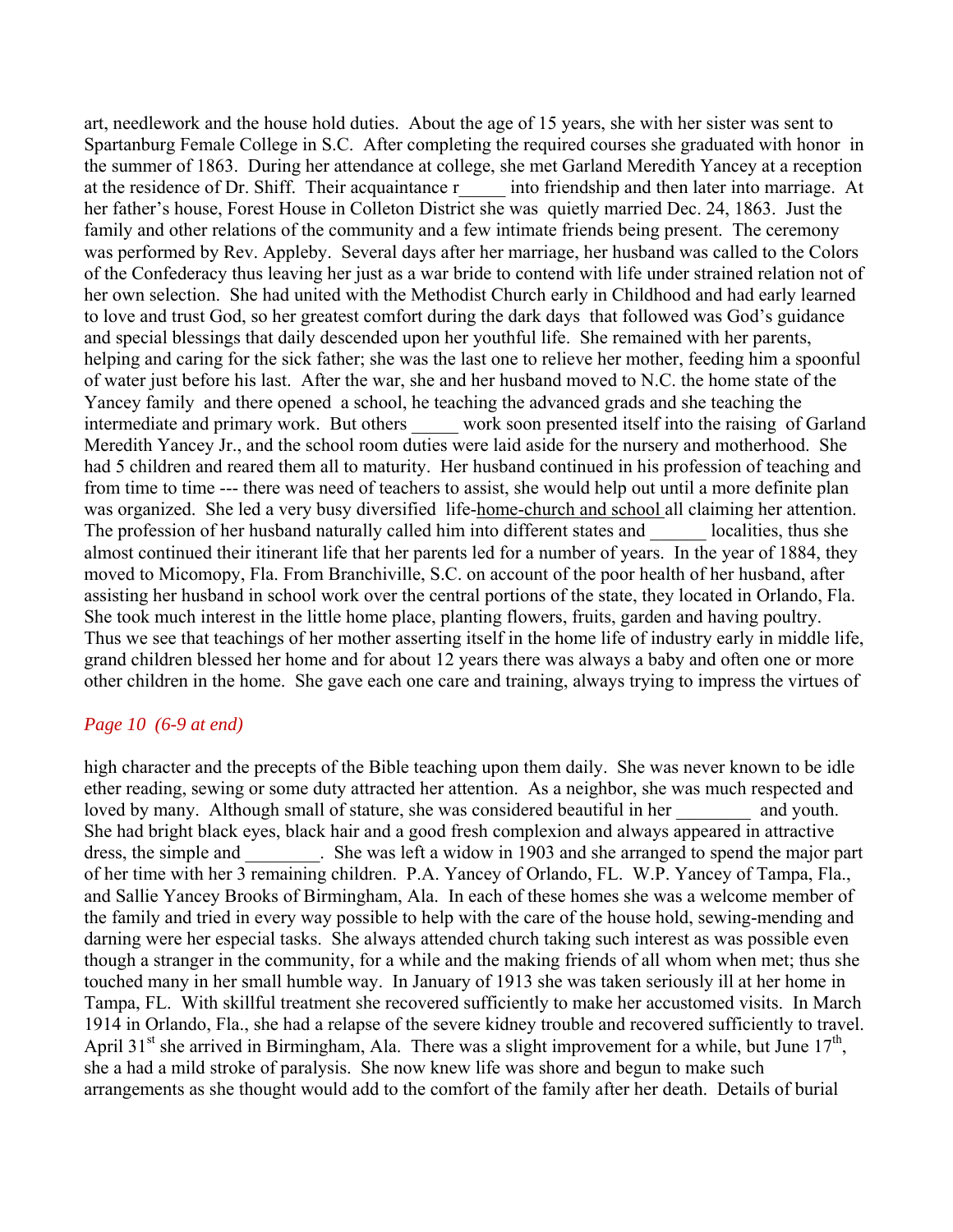art, needlework and the house hold duties. About the age of 15 years, she with her sister was sent to Spartanburg Female College in S.C. After completing the required courses she graduated with honor in the summer of 1863. During her attendance at college, she met Garland Meredith Yancey at a reception at the residence of Dr. Shiff. Their acquaintance r_____ into friendship and then later into marriage. At her father's house, Forest House in Colleton District she was quietly married Dec. 24, 1863. Just the family and other relations of the community and a few intimate friends being present. The ceremony was performed by Rev. Appleby. Several days after her marriage, her husband was called to the Colors of the Confederacy thus leaving her just as a war bride to contend with life under strained relation not of her own selection. She had united with the Methodist Church early in Childhood and had early learned to love and trust God, so her greatest comfort during the dark days that followed was God's guidance and special blessings that daily descended upon her youthful life. She remained with her parents, helping and caring for the sick father; she was the last one to relieve her mother, feeding him a spoonful of water just before his last. After the war, she and her husband moved to N.C. the home state of the Yancey family and there opened a school, he teaching the advanced grads and she teaching the intermediate and primary work. But others _____ work soon presented itself into the raising of Garland Meredith Yancey Jr., and the school room duties were laid aside for the nursery and motherhood. She had 5 children and reared them all to maturity. Her husband continued in his profession of teaching and from time to time --- there was need of teachers to assist, she would help out until a more definite plan was organized. She led a very busy diversified life-<u>home-church and school</u> all claiming her attention. The profession of her husband naturally called him into different states and ______ localities, thus she almost continued their itinerant life that her parents led for a number of years. In the year of 1884, they moved to Micomopy, Fla. From Branchiville, S.C. on account of the poor health of her husband, after assisting her husband in school work over the central portions of the state, they located in Orlando, Fla. She took much interest in the little home place, planting flowers, fruits, garden and having poultry. Thus we see that teachings of her mother asserting itself in the home life of industry early in middle life, grand children blessed her home and for about 12 years there was always a baby and often one or more other children in the home. She gave each one care and training, always trying to impress the virtues of

*Page 10 (6-9 at end)*

high character and the precepts of the Bible teaching upon them daily. She was never known to be idle ether reading, sewing or some duty attracted her attention. As a neighbor, she was much respected and loved by many. Although small of stature, she was considered beautiful in her ________ and youth. She had bright black eyes, black hair and a good fresh complexion and always appeared in attractive dress, the simple and ________. She was left a widow in 1903 and she arranged to spend the major part of her time with her 3 remaining children. P.A. Yancey of Orlando, FL. W.P. Yancey of Tampa, Fla., and Sallie Yancey Brooks of Birmingham, Ala. In each of these homes she was a welcome member of the family and tried in every way possible to help with the care of the house hold, sewing-mending and darning were her especial tasks. She always attended church taking such interest as was possible even though a stranger in the community, for a while and the making friends of all whom when met; thus she touched many in her small humble way. In January of 1913 she was taken seriously ill at her home in Tampa, FL. With skillful treatment she recovered sufficiently to make her accustomed visits. In March 1914 in Orlando, Fla., she had a relapse of the severe kidney trouble and recovered sufficiently to travel. April 31st she arrived in Birmingham, Ala. There was a slight improvement for a while, but June 17th, she a had a mild stroke of paralysis. She now knew life was shore and begun to make such arrangements as she thought would add to the comfort of the family after her death. Details of burial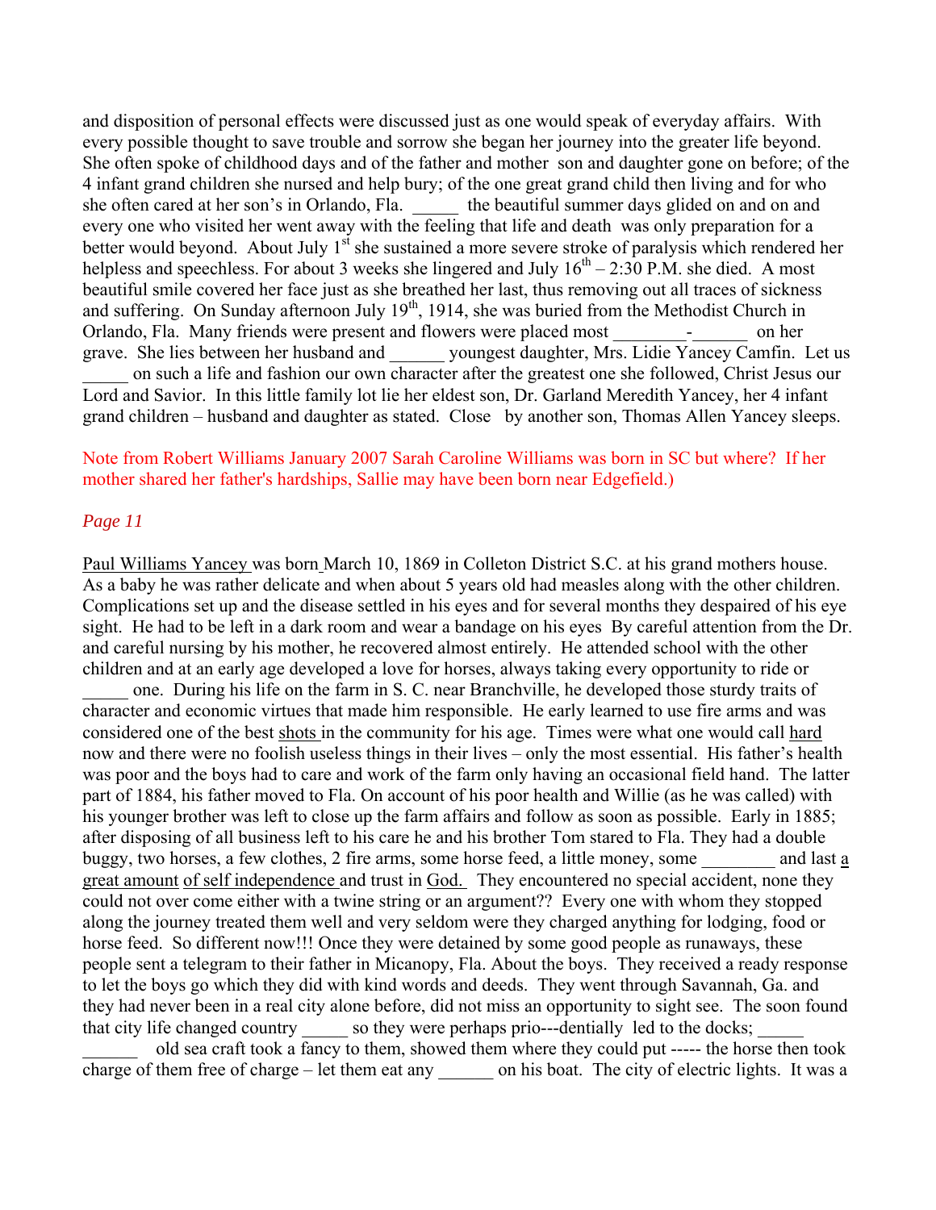and disposition of personal effects were discussed just as one would speak of everyday affairs. With every possible thought to save trouble and sorrow she began her journey into the greater life beyond. She often spoke of childhood days and of the father and mother son and daughter gone on before; of the 4 infant grand children she nursed and help bury; of the one great grand child then living and for who she often cared at her son's in Orlando, Fla. _____ the beautiful summer days glided on and on and every one who visited her went away with the feeling that life and death was only preparation for a better would beyond. About July 1st she sustained a more severe stroke of paralysis which rendered her helpless and speechless. For about 3 weeks she lingered and July 16th – 2:30 P.M. she died. A most beautiful smile covered her face just as she breathed her last, thus removing out all traces of sickness and suffering. On Sunday afternoon July 19th, 1914, she was buried from the Methodist Church in Orlando, Fla. Many friends were present and flowers were placed most ________-______ on her grave. She lies between her husband and ______ youngest daughter, Mrs. Lidie Yancey Camfin. Let us _____ on such a life and fashion our own character after the greatest one she followed, Christ Jesus our Lord and Savior. In this little family lot lie her eldest son, Dr. Garland Meredith Yancey, her 4 infant grand children – husband and daughter as stated. Close by another son, Thomas Allen Yancey sleeps.

Note from Robert Williams January 2007 Sarah Caroline Williams was born in SC but where? If her mother shared her father's hardships, Sallie may have been born near Edgefield.)

*Page 11*

Paul Williams Yancey was born March 10, 1869 in Colleton District S.C. at his grand mothers house. As a baby he was rather delicate and when about 5 years old had measles along with the other children. Complications set up and the disease settled in his eyes and for several months they despaired of his eye sight. He had to be left in a dark room and wear a bandage on his eyes By careful attention from the Dr. and careful nursing by his mother, he recovered almost entirely. He attended school with the other children and at an early age developed a love for horses, always taking every opportunity to ride or _____ one. During his life on the farm in S. C. near Branchville, he developed those sturdy traits of character and economic virtues that made him responsible. He early learned to use fire arms and was considered one of the best shots in the community for his age. Times were what one would call hard now and there were no foolish useless things in their lives – only the most essential. His father's health was poor and the boys had to care and work of the farm only having an occasional field hand. The latter part of 1884, his father moved to Fla. On account of his poor health and Willie (as he was called) with his younger brother was left to close up the farm affairs and follow as soon as possible. Early in 1885; after disposing of all business left to his care he and his brother Tom stared to Fla. They had a double buggy, two horses, a few clothes, 2 fire arms, some horse feed, a little money, some ________ and last a great amount of self independence and trust in God. They encountered no special accident, none they could not over come either with a twine string or an argument?? Every one with whom they stopped along the journey treated them well and very seldom were they charged anything for lodging, food or horse feed. So different now!!! Once they were detained by some good people as runaways, these people sent a telegram to their father in Micanopy, Fla. About the boys. They received a ready response to let the boys go which they did with kind words and deeds. They went through Savannah, Ga. and they had never been in a real city alone before, did not miss an opportunity to sight see. The soon found that city life changed country _____ so they were perhaps prio---dentially led to the docks; _____ ______ old sea craft took a fancy to them, showed them where they could put ----- the horse then took charge of them free of charge – let them eat any ______ on his boat. The city of electric lights. It was a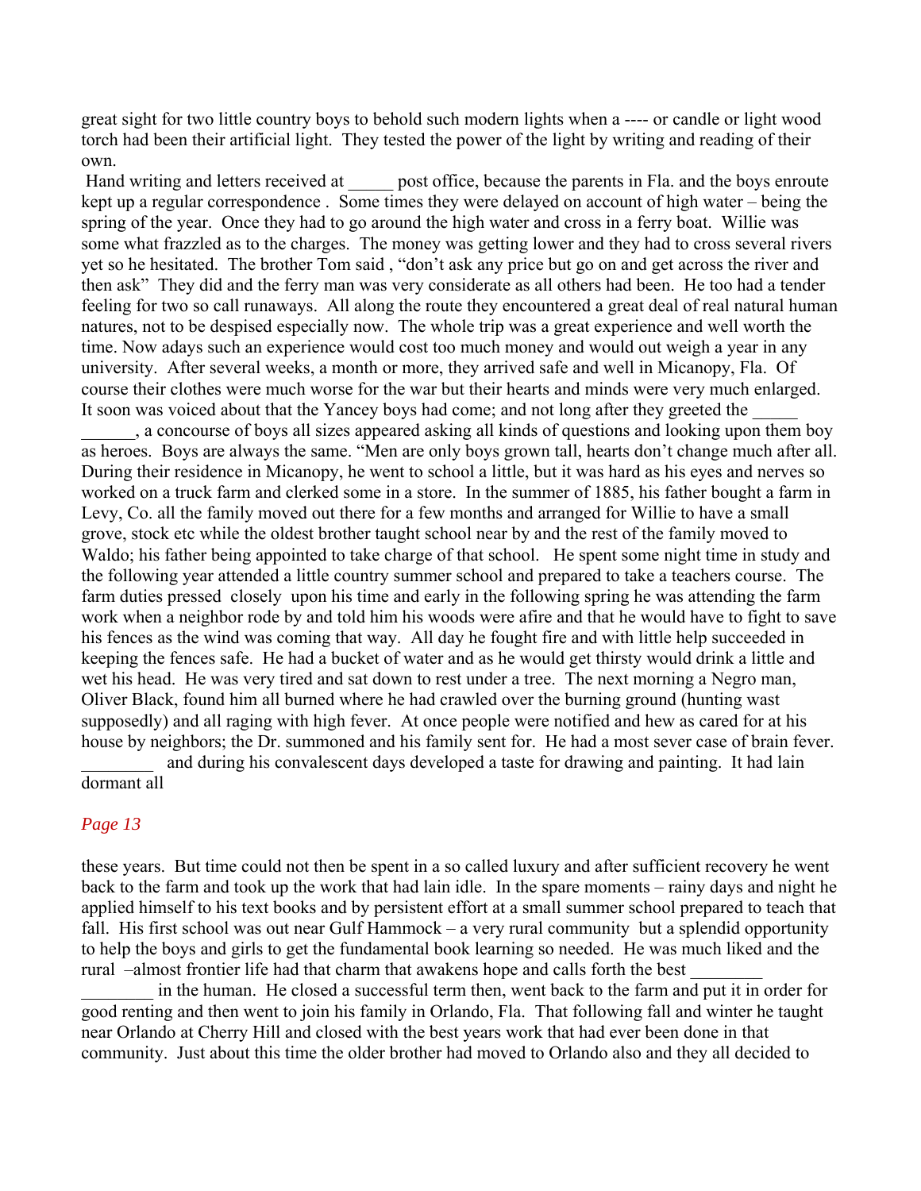great sight for two little country boys to behold such modern lights when a ---- or candle or light wood torch had been their artificial light. They tested the power of the light by writing and reading of their own.

Hand writing and letters received at _____ post office, because the parents in Fla. and the boys enroute kept up a regular correspondence . Some times they were delayed on account of high water – being the spring of the year. Once they had to go around the high water and cross in a ferry boat. Willie was some what frazzled as to the charges. The money was getting lower and they had to cross several rivers yet so he hesitated. The brother Tom said , "don't ask any price but go on and get across the river and then ask" They did and the ferry man was very considerate as all others had been. He too had a tender feeling for two so call runaways. All along the route they encountered a great deal of real natural human natures, not to be despised especially now. The whole trip was a great experience and well worth the time. Now adays such an experience would cost too much money and would out weigh a year in any university. After several weeks, a month or more, they arrived safe and well in Micanopy, Fla. Of course their clothes were much worse for the war but their hearts and minds were very much enlarged. It soon was voiced about that the Yancey boys had come; and not long after they greeted the _____ ______, a concourse of boys all sizes appeared asking all kinds of questions and looking upon them boy as heroes. Boys are always the same. "Men are only boys grown tall, hearts don't change much after all. During their residence in Micanopy, he went to school a little, but it was hard as his eyes and nerves so worked on a truck farm and clerked some in a store. In the summer of 1885, his father bought a farm in Levy, Co. all the family moved out there for a few months and arranged for Willie to have a small grove, stock etc while the oldest brother taught school near by and the rest of the family moved to Waldo; his father being appointed to take charge of that school. He spent some night time in study and the following year attended a little country summer school and prepared to take a teachers course. The farm duties pressed closely upon his time and early in the following spring he was attending the farm work when a neighbor rode by and told him his woods were afire and that he would have to fight to save his fences as the wind was coming that way. All day he fought fire and with little help succeeded in keeping the fences safe. He had a bucket of water and as he would get thirsty would drink a little and wet his head. He was very tired and sat down to rest under a tree. The next morning a Negro man, Oliver Black, found him all burned where he had crawled over the burning ground (hunting wast supposedly) and all raging with high fever. At once people were notified and hew as cared for at his house by neighbors; the Dr. summoned and his family sent for. He had a most sever case of brain fever. ________ and during his convalescent days developed a taste for drawing and painting. It had lain dormant all

*Page 13*

these years. But time could not then be spent in a so called luxury and after sufficient recovery he went back to the farm and took up the work that had lain idle. In the spare moments – rainy days and night he applied himself to his text books and by persistent effort at a small summer school prepared to teach that fall. His first school was out near Gulf Hammock – a very rural community but a splendid opportunity to help the boys and girls to get the fundamental book learning so needed. He was much liked and the rural –almost frontier life had that charm that awakens hope and calls forth the best ________ ________ in the human. He closed a successful term then, went back to the farm and put it in order for good renting and then went to join his family in Orlando, Fla. That following fall and winter he taught near Orlando at Cherry Hill and closed with the best years work that had ever been done in that community. Just about this time the older brother had moved to Orlando also and they all decided to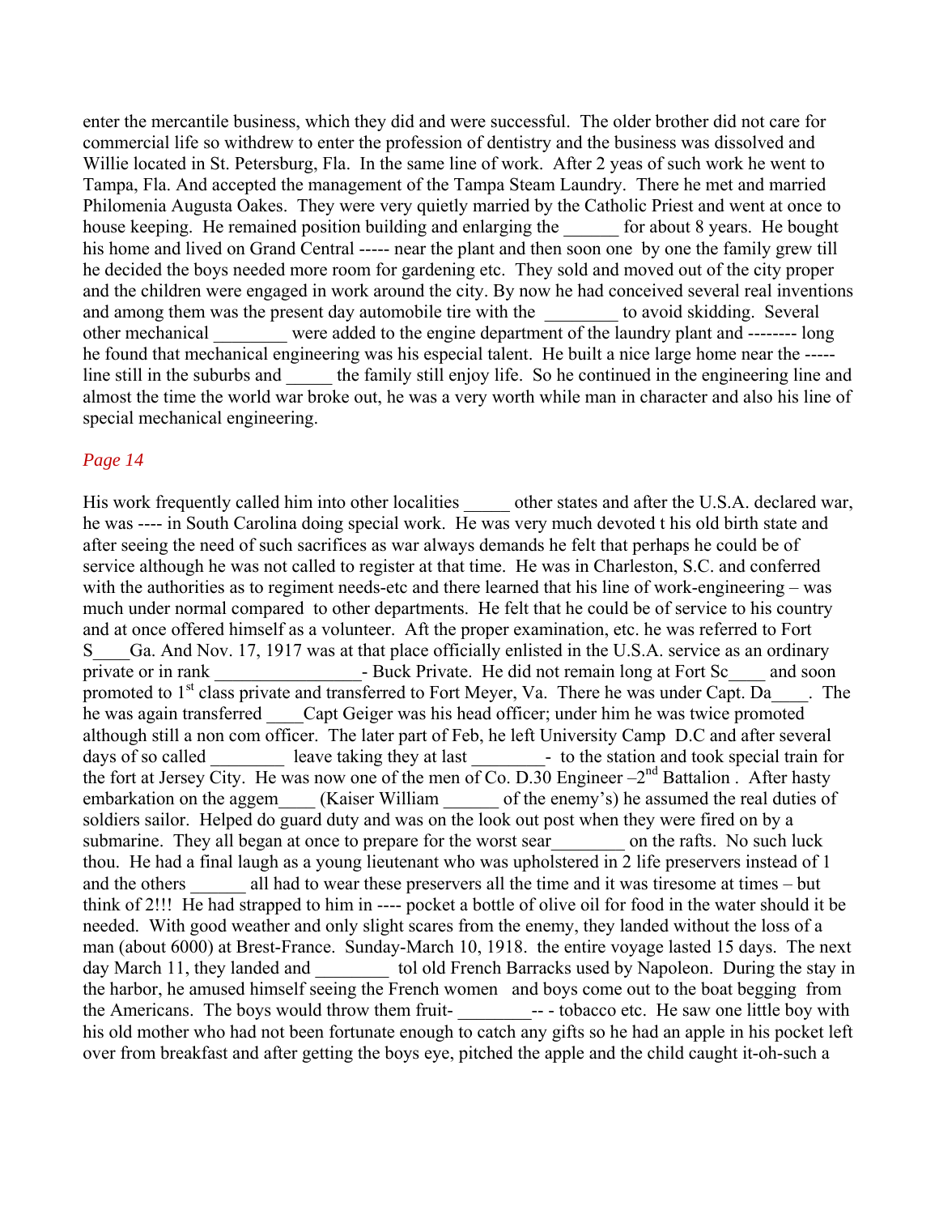enter the mercantile business, which they did and were successful. The older brother did not care for commercial life so withdrew to enter the profession of dentistry and the business was dissolved and Willie located in St. Petersburg, Fla. In the same line of work. After 2 yeas of such work he went to Tampa, Fla. And accepted the management of the Tampa Steam Laundry. There he met and married Philomenia Augusta Oakes. They were very quietly married by the Catholic Priest and went at once to house keeping. He remained position building and enlarging the ______ for about 8 years. He bought his home and lived on Grand Central ----- near the plant and then soon one by one the family grew till he decided the boys needed more room for gardening etc. They sold and moved out of the city proper and the children were engaged in work around the city. By now he had conceived several real inventions and among them was the present day automobile tire with the ________ to avoid skidding. Several other mechanical ________ were added to the engine department of the laundry plant and -------- long he found that mechanical engineering was his especial talent. He built a nice large home near the ----- line still in the suburbs and _____ the family still enjoy life. So he continued in the engineering line and almost the time the world war broke out, he was a very worth while man in character and also his line of special mechanical engineering.

*Page 14*

His work frequently called him into other localities _____ other states and after the U.S.A. declared war, he was ---- in South Carolina doing special work. He was very much devoted t his old birth state and after seeing the need of such sacrifices as war always demands he felt that perhaps he could be of service although he was not called to register at that time. He was in Charleston, S.C. and conferred with the authorities as to regiment needs-etc and there learned that his line of work-engineering – was much under normal compared to other departments. He felt that he could be of service to his country and at once offered himself as a volunteer. Aft the proper examination, etc. he was referred to Fort S____Ga. And Nov. 17, 1917 was at that place officially enlisted in the U.S.A. service as an ordinary private or in rank ________________- Buck Private. He did not remain long at Fort Sc____ and soon promoted to 1st class private and transferred to Fort Meyer, Va. There he was under Capt. Da____. The he was again transferred ____Capt Geiger was his head officer; under him he was twice promoted although still a non com officer. The later part of Feb, he left University Camp D.C and after several days of so called ________ leave taking they at last ________- to the station and took special train for the fort at Jersey City. He was now one of the men of Co. D.30 Engineer –2nd Battalion . After hasty embarkation on the aggem____ (Kaiser William ______ of the enemy's) he assumed the real duties of soldiers sailor. Helped do guard duty and was on the look out post when they were fired on by a submarine. They all began at once to prepare for the worst sear________ on the rafts. No such luck thou. He had a final laugh as a young lieutenant who was upholstered in 2 life preservers instead of 1 and the others ______ all had to wear these preservers all the time and it was tiresome at times – but think of 2!!! He had strapped to him in ---- pocket a bottle of olive oil for food in the water should it be needed. With good weather and only slight scares from the enemy, they landed without the loss of a man (about 6000) at Brest-France. Sunday-March 10, 1918. the entire voyage lasted 15 days. The next day March 11, they landed and ________ tol old French Barracks used by Napoleon. During the stay in the harbor, he amused himself seeing the French women and boys come out to the boat begging from the Americans. The boys would throw them fruit- ________-- - tobacco etc. He saw one little boy with his old mother who had not been fortunate enough to catch any gifts so he had an apple in his pocket left over from breakfast and after getting the boys eye, pitched the apple and the child caught it-oh-such a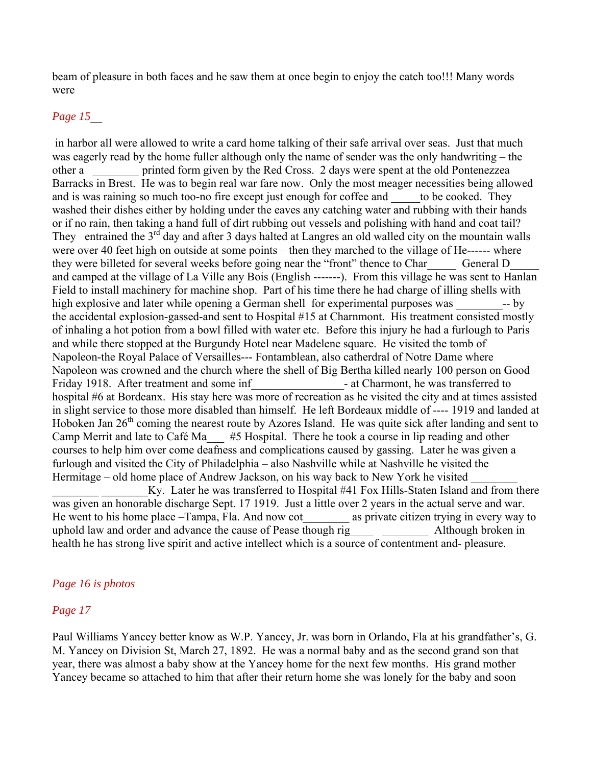beam of pleasure in both faces and he saw them at once begin to enjoy the catch too!!! Many words were

*Page 15__*

in harbor all were allowed to write a card home talking of their safe arrival over seas. Just that much was eagerly read by the home fuller although only the name of sender was the only handwriting – the other a ________ printed form given by the Red Cross. 2 days were spent at the old Pontenezzea Barracks in Brest. He was to begin real war fare now. Only the most meager necessities being allowed and is was raining so much too-no fire except just enough for coffee and _____to be cooked. They washed their dishes either by holding under the eaves any catching water and rubbing with their hands or if no rain, then taking a hand full of dirt rubbing out vessels and polishing with hand and coat tail? They entrained the 3rd day and after 3 days halted at Langres an old walled city on the mountain walls were over 40 feet high on outside at some points – then they marched to the village of He------ where they were billeted for several weeks before going near the "front" thence to Char_____ General D_____ and camped at the village of La Ville any Bois (English -------). From this village he was sent to Hanlan Field to install machinery for machine shop. Part of his time there he had charge of illing shells with high explosive and later while opening a German shell for experimental purposes was ________-- by the accidental explosion-gassed-and sent to Hospital #15 at Charnmont. His treatment consisted mostly of inhaling a hot potion from a bowl filled with water etc. Before this injury he had a furlough to Paris and while there stopped at the Burgundy Hotel near Madelene square. He visited the tomb of Napoleon-the Royal Palace of Versailles--- Fontamblean, also catherdral of Notre Dame where Napoleon was crowned and the church where the shell of Big Bertha killed nearly 100 person on Good Friday 1918. After treatment and some inf________________- at Charmont, he was transferred to hospital #6 at Bordeanx. His stay here was more of recreation as he visited the city and at times assisted in slight service to those more disabled than himself. He left Bordeaux middle of ---- 1919 and landed at Hoboken Jan 26th coming the nearest route by Azores Island. He was quite sick after landing and sent to Camp Merrit and late to Café Ma___ #5 Hospital. There he took a course in lip reading and other courses to help him over come deafness and complications caused by gassing. Later he was given a furlough and visited the City of Philadelphia – also Nashville while at Nashville he visited the Hermitage – old home place of Andrew Jackson, on his way back to New York he visited ________ ________ ________Ky. Later he was transferred to Hospital #41 Fox Hills-Staten Island and from there was given an honorable discharge Sept. 17 1919. Just a little over 2 years in the actual serve and war. He went to his home place –Tampa, Fla. And now cot________ as private citizen trying in every way to uphold law and order and advance the cause of Pease though rig____ ________ Although broken in health he has strong live spirit and active intellect which is a source of contentment and- pleasure.

*Page 16 is photos*

*Page 17*

Paul Williams Yancey better know as W.P. Yancey, Jr. was born in Orlando, Fla at his grandfather's, G. M. Yancey on Division St, March 27, 1892. He was a normal baby and as the second grand son that year, there was almost a baby show at the Yancey home for the next few months. His grand mother Yancey became so attached to him that after their return home she was lonely for the baby and soon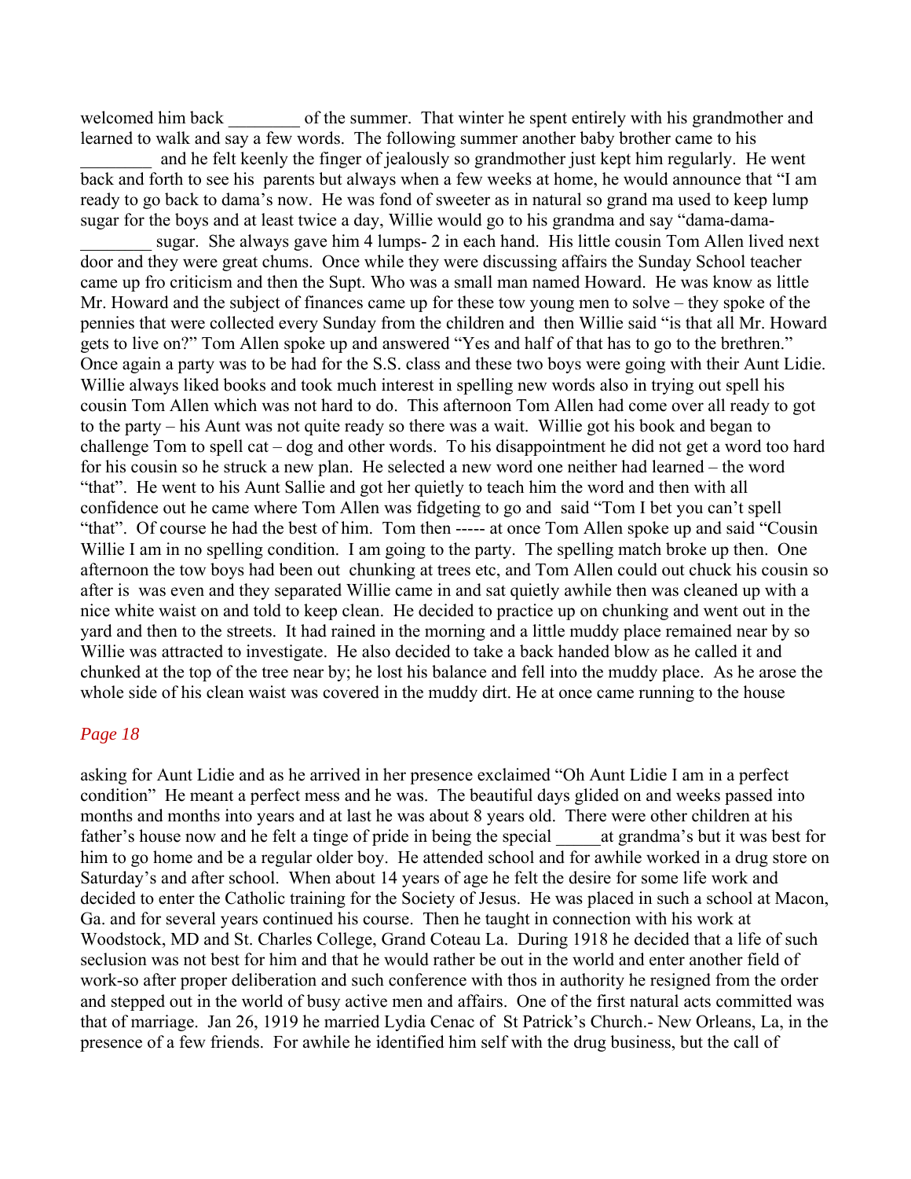welcomed him back ________ of the summer. That winter he spent entirely with his grandmother and learned to walk and say a few words. The following summer another baby brother came to his ________ and he felt keenly the finger of jealously so grandmother just kept him regularly. He went back and forth to see his parents but always when a few weeks at home, he would announce that "I am ready to go back to dama's now. He was fond of sweeter as in natural so grand ma used to keep lump sugar for the boys and at least twice a day, Willie would go to his grandma and say "dama-dama- ________ sugar. She always gave him 4 lumps- 2 in each hand. His little cousin Tom Allen lived next door and they were great chums. Once while they were discussing affairs the Sunday School teacher came up fro criticism and then the Supt. Who was a small man named Howard. He was know as little Mr. Howard and the subject of finances came up for these tow young men to solve – they spoke of the pennies that were collected every Sunday from the children and then Willie said "is that all Mr. Howard gets to live on?" Tom Allen spoke up and answered "Yes and half of that has to go to the brethren." Once again a party was to be had for the S.S. class and these two boys were going with their Aunt Lidie. Willie always liked books and took much interest in spelling new words also in trying out spell his cousin Tom Allen which was not hard to do. This afternoon Tom Allen had come over all ready to got to the party – his Aunt was not quite ready so there was a wait. Willie got his book and began to challenge Tom to spell cat – dog and other words. To his disappointment he did not get a word too hard for his cousin so he struck a new plan. He selected a new word one neither had learned – the word "that". He went to his Aunt Sallie and got her quietly to teach him the word and then with all confidence out he came where Tom Allen was fidgeting to go and said "Tom I bet you can't spell "that". Of course he had the best of him. Tom then ----- at once Tom Allen spoke up and said "Cousin Willie I am in no spelling condition. I am going to the party. The spelling match broke up then. One afternoon the tow boys had been out chunking at trees etc, and Tom Allen could out chuck his cousin so after is was even and they separated Willie came in and sat quietly awhile then was cleaned up with a nice white waist on and told to keep clean. He decided to practice up on chunking and went out in the yard and then to the streets. It had rained in the morning and a little muddy place remained near by so Willie was attracted to investigate. He also decided to take a back handed blow as he called it and chunked at the top of the tree near by; he lost his balance and fell into the muddy place. As he arose the whole side of his clean waist was covered in the muddy dirt. He at once came running to the house

*Page 18*

asking for Aunt Lidie and as he arrived in her presence exclaimed "Oh Aunt Lidie I am in a perfect condition" He meant a perfect mess and he was. The beautiful days glided on and weeks passed into months and months into years and at last he was about 8 years old. There were other children at his father's house now and he felt a tinge of pride in being the special _____at grandma's but it was best for him to go home and be a regular older boy. He attended school and for awhile worked in a drug store on Saturday's and after school. When about 14 years of age he felt the desire for some life work and decided to enter the Catholic training for the Society of Jesus. He was placed in such a school at Macon, Ga. and for several years continued his course. Then he taught in connection with his work at Woodstock, MD and St. Charles College, Grand Coteau La. During 1918 he decided that a life of such seclusion was not best for him and that he would rather be out in the world and enter another field of work-so after proper deliberation and such conference with thos in authority he resigned from the order and stepped out in the world of busy active men and affairs. One of the first natural acts committed was that of marriage. Jan 26, 1919 he married Lydia Cenac of St Patrick's Church.- New Orleans, La, in the presence of a few friends. For awhile he identified him self with the drug business, but the call of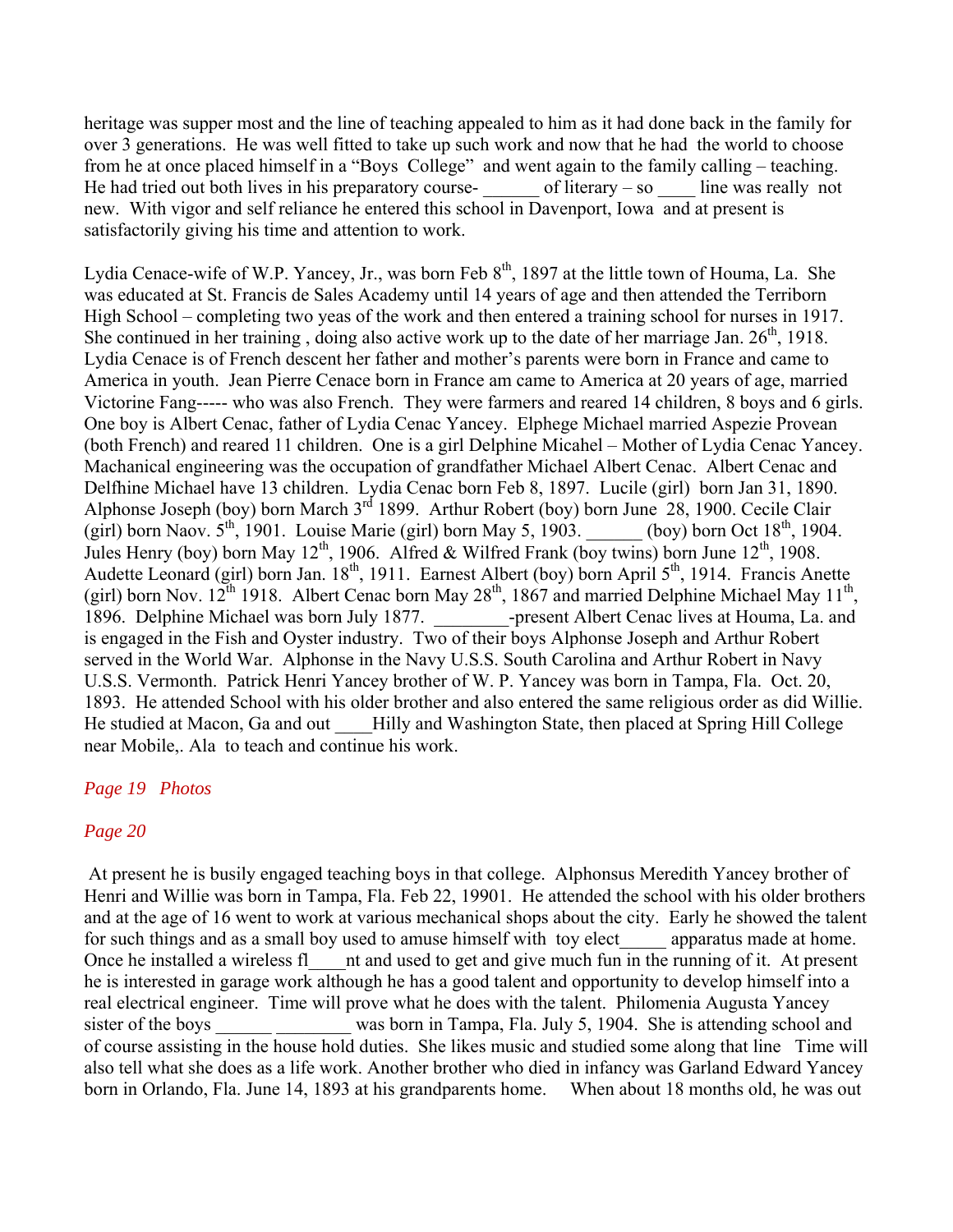heritage was supper most and the line of teaching appealed to him as it had done back in the family for over 3 generations. He was well fitted to take up such work and now that he had the world to choose from he at once placed himself in a "Boys College" and went again to the family calling – teaching. He had tried out both lives in his preparatory course- ______ of literary – so ____ line was really not new. With vigor and self reliance he entered this school in Davenport, Iowa and at present is satisfactorily giving his time and attention to work.

Lydia Cenace-wife of W.P. Yancey, Jr., was born Feb 8th, 1897 at the little town of Houma, La. She was educated at St. Francis de Sales Academy until 14 years of age and then attended the Terriborn High School – completing two yeas of the work and then entered a training school for nurses in 1917. She continued in her training , doing also active work up to the date of her marriage Jan. 26th, 1918. Lydia Cenace is of French descent her father and mother's parents were born in France and came to America in youth. Jean Pierre Cenace born in France am came to America at 20 years of age, married Victorine Fang----- who was also French. They were farmers and reared 14 children, 8 boys and 6 girls. One boy is Albert Cenac, father of Lydia Cenac Yancey. Elphege Michael married Aspezie Provean (both French) and reared 11 children. One is a girl Delphine Micahel – Mother of Lydia Cenac Yancey. Machanical engineering was the occupation of grandfather Michael Albert Cenac. Albert Cenac and Delfhine Michael have 13 children. Lydia Cenac born Feb 8, 1897. Lucile (girl) born Jan 31, 1890. Alphonse Joseph (boy) born March 3rd 1899. Arthur Robert (boy) born June 28, 1900. Cecile Clair (girl) born Naov. 5th, 1901. Louise Marie (girl) born May 5, 1903. ______ (boy) born Oct 18th, 1904. Jules Henry (boy) born May 12th, 1906. Alfred & Wilfred Frank (boy twins) born June 12th, 1908. Audette Leonard (girl) born Jan. 18th, 1911. Earnest Albert (boy) born April 5th, 1914. Francis Anette (girl) born Nov. 12th 1918. Albert Cenac born May 28th, 1867 and married Delphine Michael May 11th, 1896. Delphine Michael was born July 1877. ________-present Albert Cenac lives at Houma, La. and is engaged in the Fish and Oyster industry. Two of their boys Alphonse Joseph and Arthur Robert served in the World War. Alphonse in the Navy U.S.S. South Carolina and Arthur Robert in Navy U.S.S. Vermonth. Patrick Henri Yancey brother of W. P. Yancey was born in Tampa, Fla. Oct. 20, 1893. He attended School with his older brother and also entered the same religious order as did Willie. He studied at Macon, Ga and out ____Hilly and Washington State, then placed at Spring Hill College near Mobile,. Ala to teach and continue his work.

*Page 19 Photos*

*Page 20*

At present he is busily engaged teaching boys in that college. Alphonsus Meredith Yancey brother of Henri and Willie was born in Tampa, Fla. Feb 22, 19901. He attended the school with his older brothers and at the age of 16 went to work at various mechanical shops about the city. Early he showed the talent for such things and as a small boy used to amuse himself with toy elect_____ apparatus made at home. Once he installed a wireless fl____nt and used to get and give much fun in the running of it. At present he is interested in garage work although he has a good talent and opportunity to develop himself into a real electrical engineer. Time will prove what he does with the talent. Philomenia Augusta Yancey sister of the boys ______ ________ was born in Tampa, Fla. July 5, 1904. She is attending school and of course assisting in the house hold duties. She likes music and studied some along that line Time will also tell what she does as a life work. Another brother who died in infancy was Garland Edward Yancey born in Orlando, Fla. June 14, 1893 at his grandparents home. When about 18 months old, he was out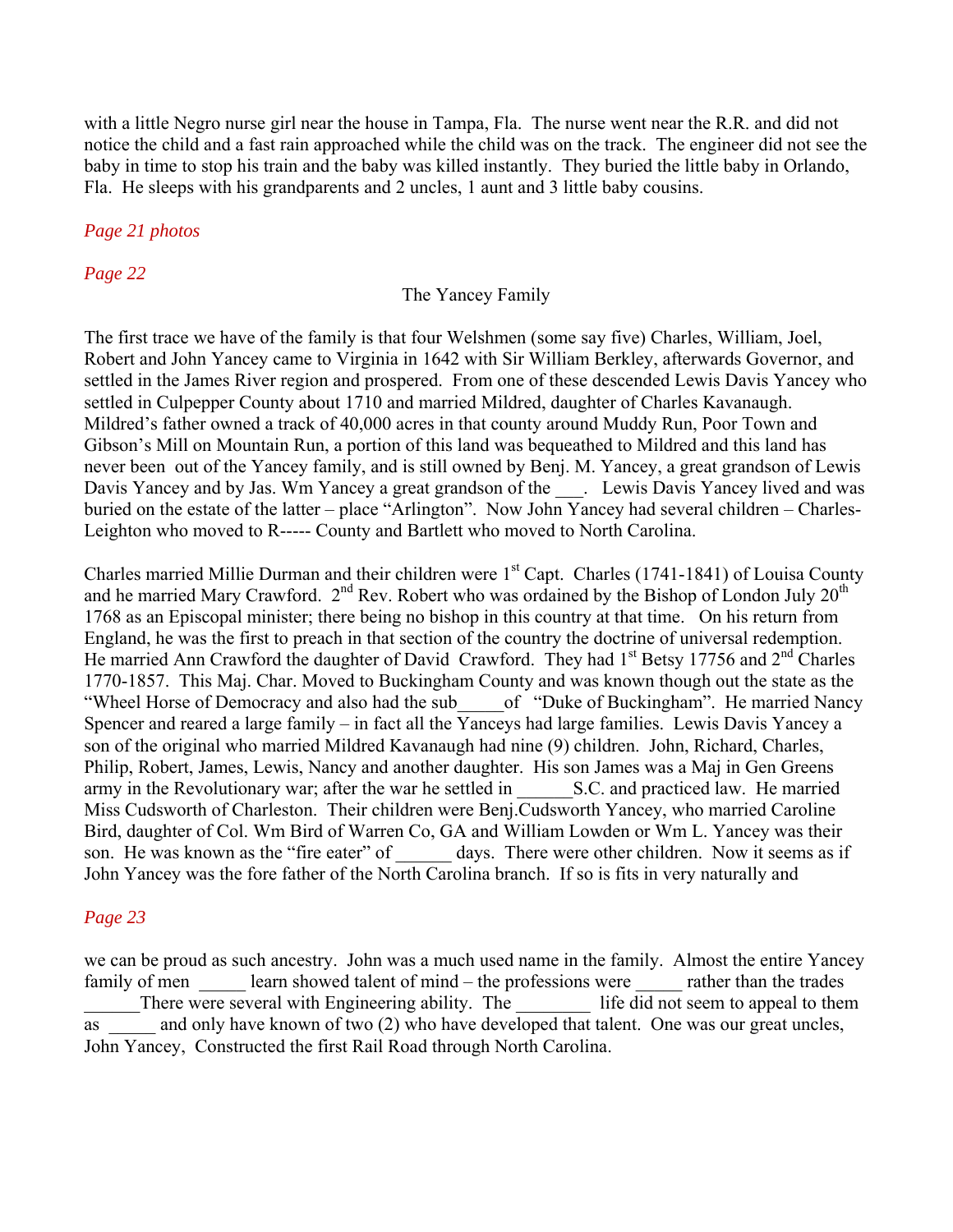with a little Negro nurse girl near the house in Tampa, Fla. The nurse went near the R.R. and did not notice the child and a fast rain approached while the child was on the track. The engineer did not see the baby in time to stop his train and the baby was killed instantly. They buried the little baby in Orlando, Fla. He sleeps with his grandparents and 2 uncles, 1 aunt and 3 little baby cousins.

*Page 21 photos*

*Page 22*

## The Yancey Family

The first trace we have of the family is that four Welshmen (some say five) Charles, William, Joel, Robert and John Yancey came to Virginia in 1642 with Sir William Berkley, afterwards Governor, and settled in the James River region and prospered. From one of these descended Lewis Davis Yancey who settled in Culpepper County about 1710 and married Mildred, daughter of Charles Kavanaugh. Mildred's father owned a track of 40,000 acres in that county around Muddy Run, Poor Town and Gibson's Mill on Mountain Run, a portion of this land was bequeathed to Mildred and this land has never been out of the Yancey family, and is still owned by Benj. M. Yancey, a great grandson of Lewis Davis Yancey and by Jas. Wm Yancey a great grandson of the ___. Lewis Davis Yancey lived and was buried on the estate of the latter – place "Arlington". Now John Yancey had several children – Charles-Leighton who moved to R----- County and Bartlett who moved to North Carolina.

Charles married Millie Durman and their children were 1st Capt. Charles (1741-1841) of Louisa County and he married Mary Crawford. 2nd Rev. Robert who was ordained by the Bishop of London July 20th 1768 as an Episcopal minister; there being no bishop in this country at that time. On his return from England, he was the first to preach in that section of the country the doctrine of universal redemption. He married Ann Crawford the daughter of David Crawford. They had 1st Betsy 17756 and 2nd Charles 1770-1857. This Maj. Char. Moved to Buckingham County and was known though out the state as the "Wheel Horse of Democracy and also had the sub_____of "Duke of Buckingham". He married Nancy Spencer and reared a large family – in fact all the Yanceys had large families. Lewis Davis Yancey a son of the original who married Mildred Kavanaugh had nine (9) children. John, Richard, Charles, Philip, Robert, James, Lewis, Nancy and another daughter. His son James was a Maj in Gen Greens army in the Revolutionary war; after the war he settled in ______S.C. and practiced law. He married Miss Cudsworth of Charleston. Their children were Benj.Cudsworth Yancey, who married Caroline Bird, daughter of Col. Wm Bird of Warren Co, GA and William Lowden or Wm L. Yancey was their son. He was known as the "fire eater" of ______ days. There were other children. Now it seems as if John Yancey was the fore father of the North Carolina branch. If so is fits in very naturally and

*Page 23*

we can be proud as such ancestry. John was a much used name in the family. Almost the entire Yancey family of men _____ learn showed talent of mind – the professions were _____ rather than the trades ______There were several with Engineering ability. The ________ life did not seem to appeal to them as _____ and only have known of two (2) who have developed that talent. One was our great uncles, John Yancey, Constructed the first Rail Road through North Carolina.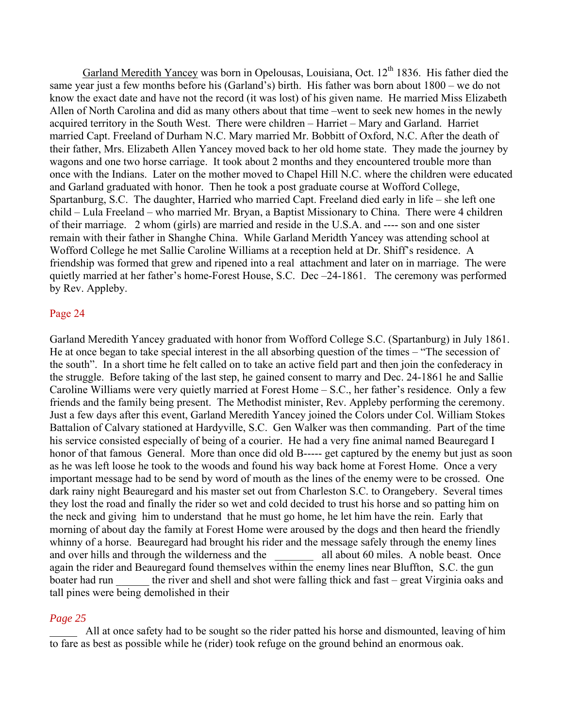<u>Garland Meredith Yancey</u> was born in Opelousas, Louisiana, Oct. 12th 1836. His father died the same year just a few months before his (Garland's) birth. His father was born about 1800 – we do not know the exact date and have not the record (it was lost) of his given name. He married Miss Elizabeth Allen of North Carolina and did as many others about that time –went to seek new homes in the newly acquired territory in the South West. There were children – Harriet – Mary and Garland. Harriet married Capt. Freeland of Durham N.C. Mary married Mr. Bobbitt of Oxford, N.C. After the death of their father, Mrs. Elizabeth Allen Yancey moved back to her old home state. They made the journey by wagons and one two horse carriage. It took about 2 months and they encountered trouble more than once with the Indians. Later on the mother moved to Chapel Hill N.C. where the children were educated and Garland graduated with honor. Then he took a post graduate course at Wofford College, Spartanburg, S.C. The daughter, Harried who married Capt. Freeland died early in life – she left one child – Lula Freeland – who married Mr. Bryan, a Baptist Missionary to China. There were 4 children of their marriage. 2 whom (girls) are married and reside in the U.S.A. and ---- son and one sister remain with their father in Shanghe China. While Garland Meridth Yancey was attending school at Wofford College he met Sallie Caroline Williams at a reception held at Dr. Shiff's residence. A friendship was formed that grew and ripened into a real attachment and later on in marriage. The were quietly married at her father's home-Forest House, S.C. Dec –24-1861. The ceremony was performed by Rev. Appleby.

Page 24

Garland Meredith Yancey graduated with honor from Wofford College S.C. (Spartanburg) in July 1861. He at once began to take special interest in the all absorbing question of the times – "The secession of the south". In a short time he felt called on to take an active field part and then join the confederacy in the struggle. Before taking of the last step, he gained consent to marry and Dec. 24-1861 he and Sallie Caroline Williams were very quietly married at Forest Home – S.C., her father's residence. Only a few friends and the family being present. The Methodist minister, Rev. Appleby performing the ceremony. Just a few days after this event, Garland Meredith Yancey joined the Colors under Col. William Stokes Battalion of Calvary stationed at Hardyville, S.C. Gen Walker was then commanding. Part of the time his service consisted especially of being of a courier. He had a very fine animal named Beauregard I honor of that famous General. More than once did old B----- get captured by the enemy but just as soon as he was left loose he took to the woods and found his way back home at Forest Home. Once a very important message had to be send by word of mouth as the lines of the enemy were to be crossed. One dark rainy night Beauregard and his master set out from Charleston S.C. to Orangebery. Several times they lost the road and finally the rider so wet and cold decided to trust his horse and so patting him on the neck and giving him to understand that he must go home, he let him have the rein. Early that morning of about day the family at Forest Home were aroused by the dogs and then heard the friendly whinny of a horse. Beauregard had brought his rider and the message safely through the enemy lines and over hills and through the wilderness and the _______ all about 60 miles. A noble beast. Once again the rider and Beauregard found themselves within the enemy lines near Bluffton, S.C. the gun boater had run ______ the river and shell and shot were falling thick and fast – great Virginia oaks and tall pines were being demolished in their

*Page 25*

_____ All at once safety had to be sought so the rider patted his horse and dismounted, leaving of him to fare as best as possible while he (rider) took refuge on the ground behind an enormous oak.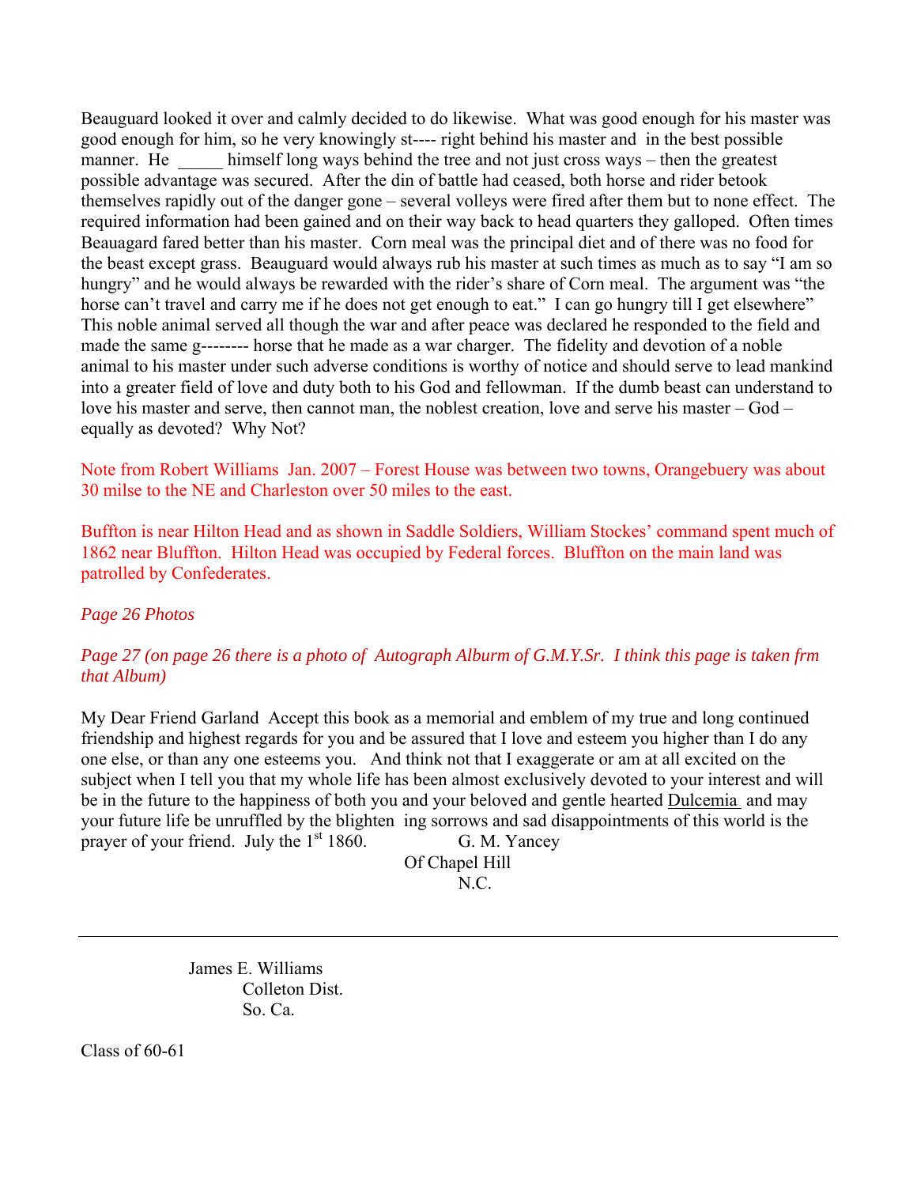Beauguard looked it over and calmly decided to do likewise. What was good enough for his master was good enough for him, so he very knowingly st---- right behind his master and in the best possible manner. He _____ himself long ways behind the tree and not just cross ways – then the greatest possible advantage was secured. After the din of battle had ceased, both horse and rider betook themselves rapidly out of the danger gone – several volleys were fired after them but to none effect. The required information had been gained and on their way back to head quarters they galloped. Often times Beauagard fared better than his master. Corn meal was the principal diet and of there was no food for the beast except grass. Beauguard would always rub his master at such times as much as to say "I am so hungry" and he would always be rewarded with the rider's share of Corn meal. The argument was "the horse can't travel and carry me if he does not get enough to eat." I can go hungry till I get elsewhere" This noble animal served all though the war and after peace was declared he responded to the field and made the same g-------- horse that he made as a war charger. The fidelity and devotion of a noble animal to his master under such adverse conditions is worthy of notice and should serve to lead mankind into a greater field of love and duty both to his God and fellowman. If the dumb beast can understand to love his master and serve, then cannot man, the noblest creation, love and serve his master – God – equally as devoted? Why Not?

Note from Robert Williams Jan. 2007 – Forest House was between two towns, Orangebuery was about 30 milse to the NE and Charleston over 50 miles to the east.

Buffton is near Hilton Head and as shown in Saddle Soldiers, William Stockes' command spent much of 1862 near Bluffton. Hilton Head was occupied by Federal forces. Bluffton on the main land was patrolled by Confederates.

*Page 26 Photos*

*Page 27 (on page 26 there is a photo of Autograph Alburm of G.M.Y.Sr. I think this page is taken frm that Album)*

My Dear Friend Garland Accept this book as a memorial and emblem of my true and long continued friendship and highest regards for you and be assured that I love and esteem you higher than I do any one else, or than any one esteems you. And think not that I exaggerate or am at all excited on the subject when I tell you that my whole life has been almost exclusively devoted to your interest and will be in the future to the happiness of both you and your beloved and gentle hearted Dulcemia and may your future life be unruffled by the blighten ing sorrows and sad disappointments of this world is the prayer of your friend. July the 1st 1860.

G. M. Yancey
Of Chapel Hill
N.C.

---

James E. Williams
Colleton Dist.
So. Ca.

Class of 60-61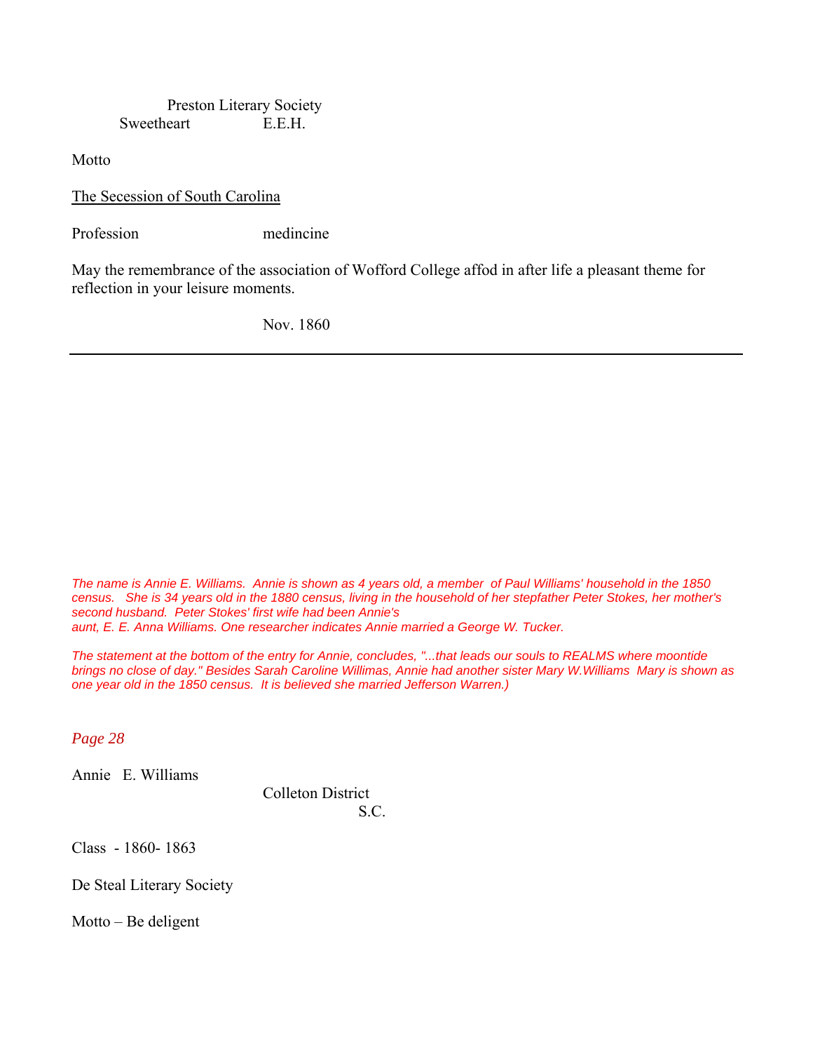Preston Literary Society

Sweetheart E.E.H.

Motto

<u>The Secession of South Carolina</u>

Profession medincine

May the remembrance of the association of Wofford College affod in after life a pleasant theme for reflection in your leisure moments.

Nov. 1860

---

*The name is Annie E. Williams. Annie is shown as 4 years old, a member of Paul Williams' household in the 1850 census. She is 34 years old in the 1880 census, living in the household of her stepfather Peter Stokes, her mother's second husband. Peter Stokes' first wife had been Annie's aunt, E. E. Anna Williams. One researcher indicates Annie married a George W. Tucker.*

*The statement at the bottom of the entry for Annie, concludes, "...that leads our souls to REALMS where moontide brings no close of day." Besides Sarah Caroline Willimas, Annie had another sister Mary W.Williams Mary is shown as one year old in the 1850 census. It is believed she married Jefferson Warren.)*

*Page 28*

Annie E. Williams

Colleton District
S.C.

Class - 1860- 1863

De Steal Literary Society

Motto – Be deligent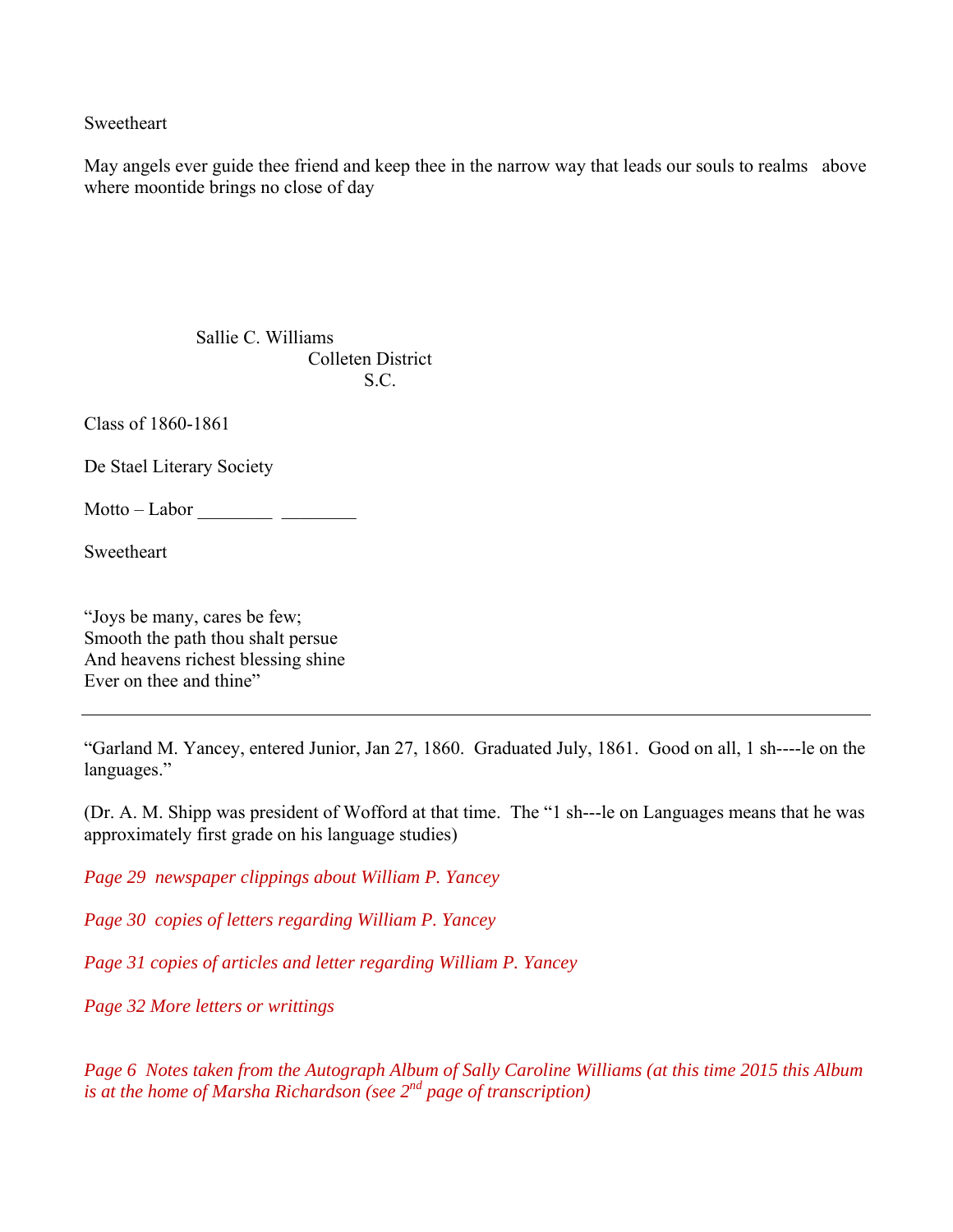Sweetheart

May angels ever guide thee friend and keep thee in the narrow way that leads our souls to realms above where moontide brings no close of day

Sallie C. Williams
Colleten District
S.C.

Class of 1860-1861

De Stael Literary Society

Motto – Labor ________ ________

Sweetheart

"Joys be many, cares be few;
Smooth the path thou shalt persue
And heavens richest blessing shine
Ever on thee and thine"

---

"Garland M. Yancey, entered Junior, Jan 27, 1860. Graduated July, 1861. Good on all, 1 sh----le on the languages."

(Dr. A. M. Shipp was president of Wofford at that time. The "1 sh---le on Languages means that he was approximately first grade on his language studies)

*Page 29 newspaper clippings about William P. Yancey*

*Page 30 copies of letters regarding William P. Yancey*

*Page 31 copies of articles and letter regarding William P. Yancey*

*Page 32 More letters or writtings*

*Page 6 Notes taken from the Autograph Album of Sally Caroline Williams (at this time 2015 this Album is at the home of Marsha Richardson (see 2nd page of transcription)*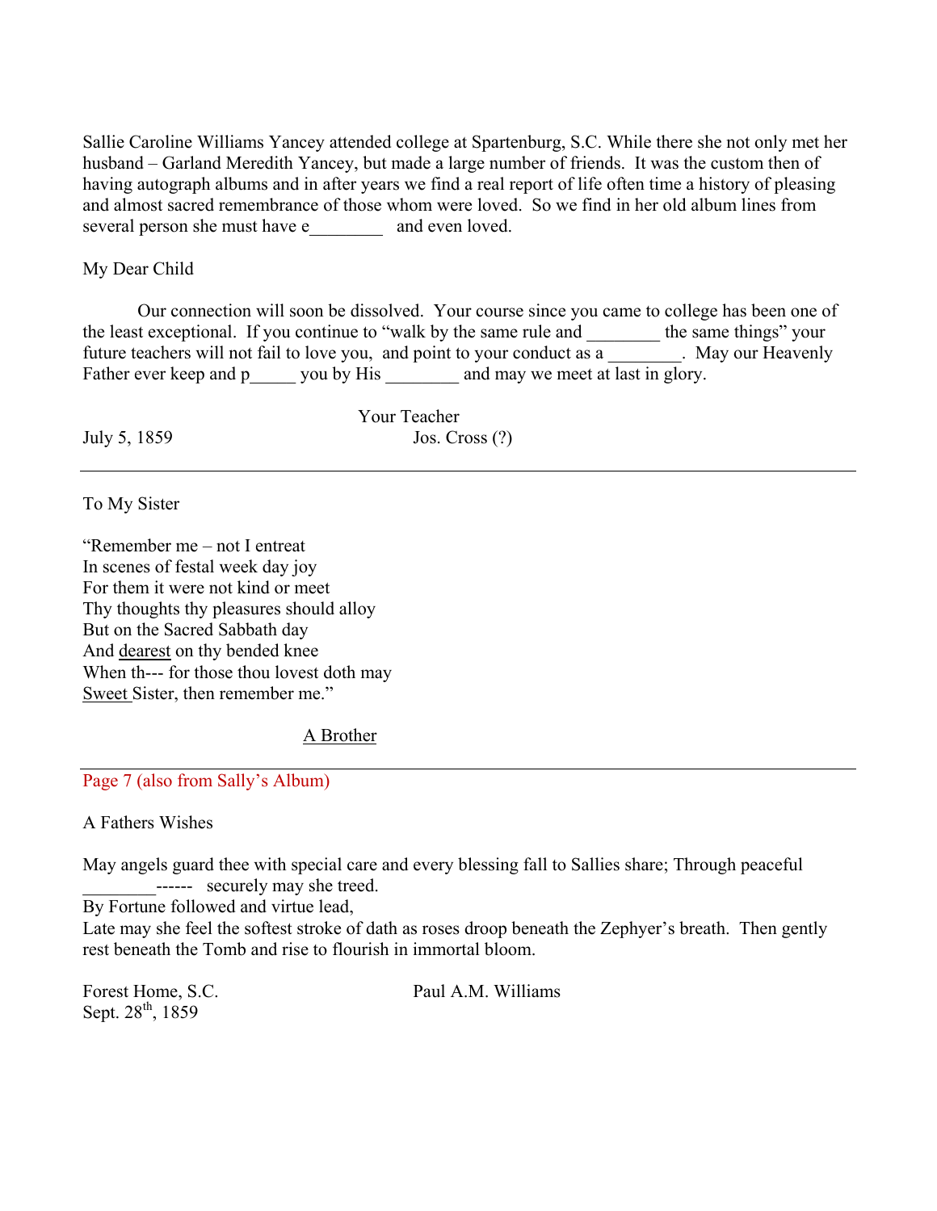Sallie Caroline Williams Yancey attended college at Spartenburg, S.C. While there she not only met her husband – Garland Meredith Yancey, but made a large number of friends. It was the custom then of having autograph albums and in after years we find a real report of life often time a history of pleasing and almost sacred remembrance of those whom were loved. So we find in her old album lines from several person she must have e________ and even loved.

My Dear Child

Our connection will soon be dissolved. Your course since you came to college has been one of the least exceptional. If you continue to "walk by the same rule and ________ the same things" your future teachers will not fail to love you, and point to your conduct as a ________. May our Heavenly Father ever keep and p_____ you by His ________ and may we meet at last in glory.

Your Teacher

July 5, 1859 Jos. Cross (?)

---

To My Sister

"Remember me – not I entreat  
In scenes of festal week day joy  
For them it were not kind or meet  
Thy thoughts thy pleasures should alloy  
But on the Sacred Sabbath day  
And <u>dearest</u> on thy bended knee  
When th--- for those thou lovest doth may  
<u>Sweet</u> Sister, then remember me."

<u>A Brother</u>

---

Page 7 (also from Sally's Album)

A Fathers Wishes

May angels guard thee with special care and every blessing fall to Sallies share; Through peaceful ________------ securely may she treed.  
By Fortune followed and virtue lead,  
Late may she feel the softest stroke of dath as roses droop beneath the Zephyer's breath. Then gently rest beneath the Tomb and rise to flourish in immortal bloom.

Forest Home, S.C. Paul A.M. Williams  
Sept. 28th, 1859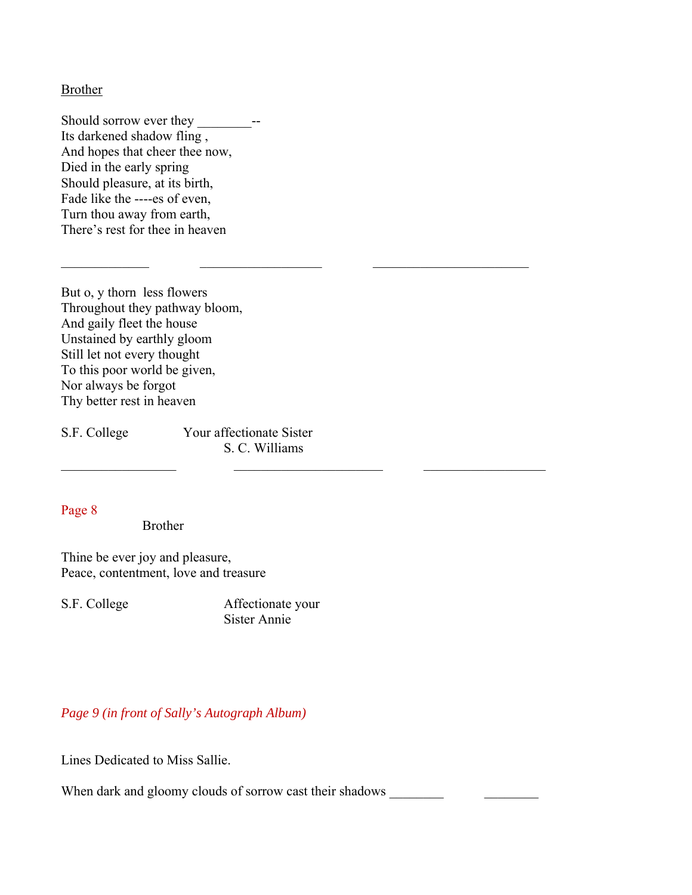Brother

Should sorrow ever they ________--  
Its darkened shadow fling ,  
And hopes that cheer thee now,  
Died in the early spring  
Should pleasure, at its birth,  
Fade like the ----es of even,  
Turn thou away from earth,  
There's rest for thee in heaven

_____________ __________________ _______________________

But o, y thorn less flowers  
Throughout they pathway bloom,  
And gaily fleet the house  
Unstained by earthly gloom  
Still let not every thought  
To this poor world be given,  
Nor always be forgot  
Thy better rest in heaven

S.F. College Your affectionate Sister  
S. C. Williams

_________________ ______________________ __________________

Page 8

Brother

Thine be ever joy and pleasure,  
Peace, contentment, love and treasure

S.F. College Affectionate your  
Sister Annie

*Page 9 (in front of Sally's Autograph Album)*

Lines Dedicated to Miss Sallie.

When dark and gloomy clouds of sorrow cast their shadows ________ ________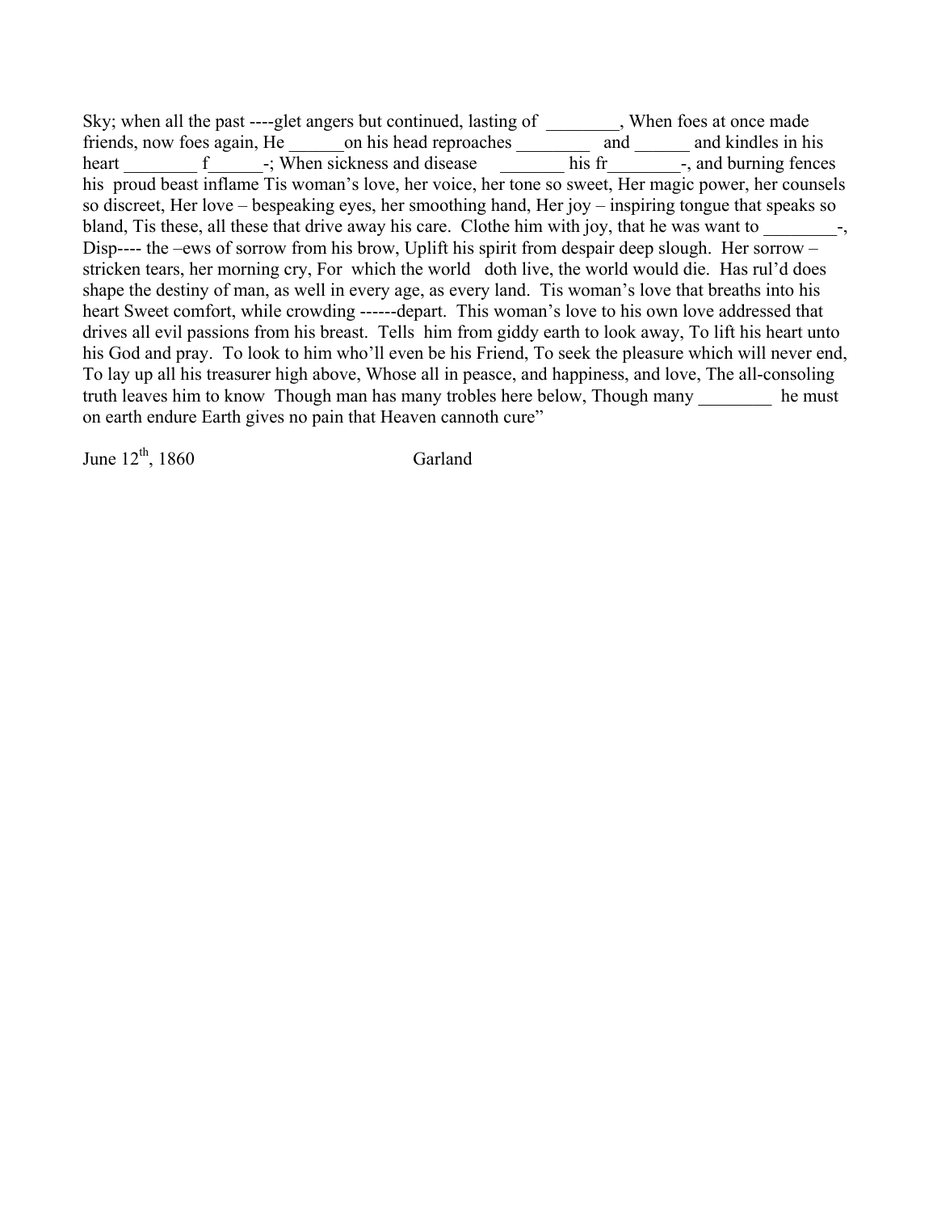Sky; when all the past ----glet angers but continued, lasting of ________, When foes at once made friends, now foes again, He ______on his head reproaches ________ and ______ and kindles in his heart ________ f______-; When sickness and disease _______ his fr________-, and burning fences his proud beast inflame Tis woman's love, her voice, her tone so sweet, Her magic power, her counsels so discreet, Her love – bespeaking eyes, her smoothing hand, Her joy – inspiring tongue that speaks so bland, Tis these, all these that drive away his care. Clothe him with joy, that he was want to ________-, Disp---- the –ews of sorrow from his brow, Uplift his spirit from despair deep slough. Her sorrow – stricken tears, her morning cry, For which the world doth live, the world would die. Has rul'd does shape the destiny of man, as well in every age, as every land. Tis woman's love that breaths into his heart Sweet comfort, while crowding ------depart. This woman's love to his own love addressed that drives all evil passions from his breast. Tells him from giddy earth to look away, To lift his heart unto his God and pray. To look to him who'll even be his Friend, To seek the pleasure which will never end, To lay up all his treasurer high above, Whose all in peasce, and happiness, and love, The all-consoling truth leaves him to know Though man has many trobles here below, Though many ________ he must on earth endure Earth gives no pain that Heaven cannoth cure"

June 12th, 1860 Garland